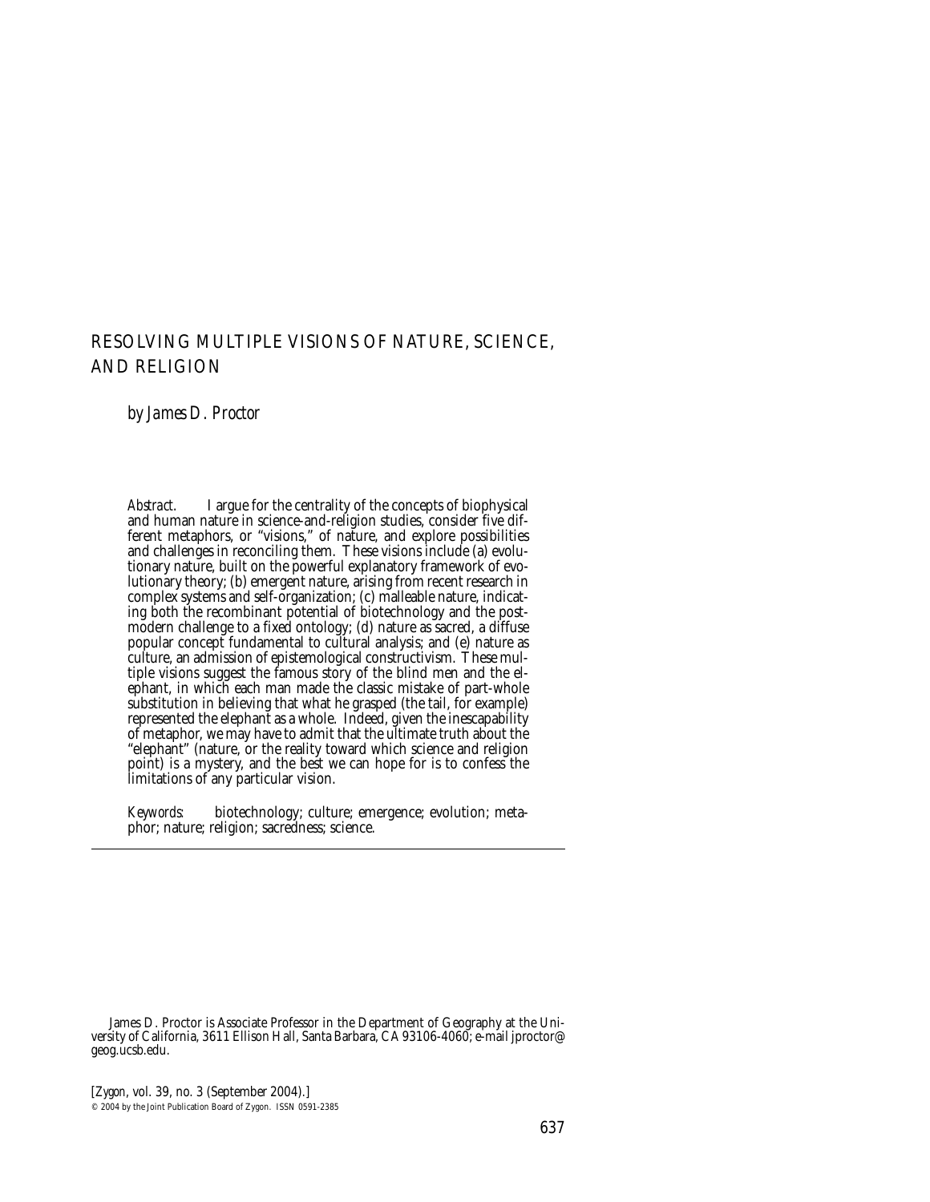# RESOLVING MULTIPLE VISIONS OF NATURE, SCIENCE, AND RELIGION

*by James D. Proctor*

*Abstract.* I argue for the centrality of the concepts of biophysical and human nature in science-and-religion studies, consider five different metaphors, or "visions," of nature, and explore possibilities and challenges in reconciling them. These visions include (a) evolutionary nature, built on the powerful explanatory framework of evolutionary theory; (b) emergent nature, arising from recent research in complex systems and self-organization; (c) malleable nature, indicating both the recombinant potential of biotechnology and the postmodern challenge to a fixed ontology; (d) nature as sacred, a diffuse popular concept fundamental to cultural analysis; and (e) nature as culture, an admission of epistemological constructivism. These multiple visions suggest the famous story of the blind men and the elephant, in which each man made the classic mistake of part-whole substitution in believing that what he grasped (the tail, for example) represented the elephant as a whole. Indeed, given the inescapability of metaphor, we may have to admit that the ultimate truth about the "elephant" (nature, or the reality toward which science and religion point) is a mystery, and the best we can hope for is to confess the limitations of any particular vision.

*Keywords:* biotechnology; culture; emergence; evolution; metaphor; nature; religion; sacredness; science.

---

James D. Proctor is Associate Professor in the Department of Geography at the University of California, 3611 Ellison Hall, Santa Barbara, CA 93106-4060; e-mail jproctor@geog.ucsb.edu.

[*Zygon*, vol. 39, no. 3 (September 2004).]
© 2004 by the Joint Publication Board of Zygon. ISSN 0591-2385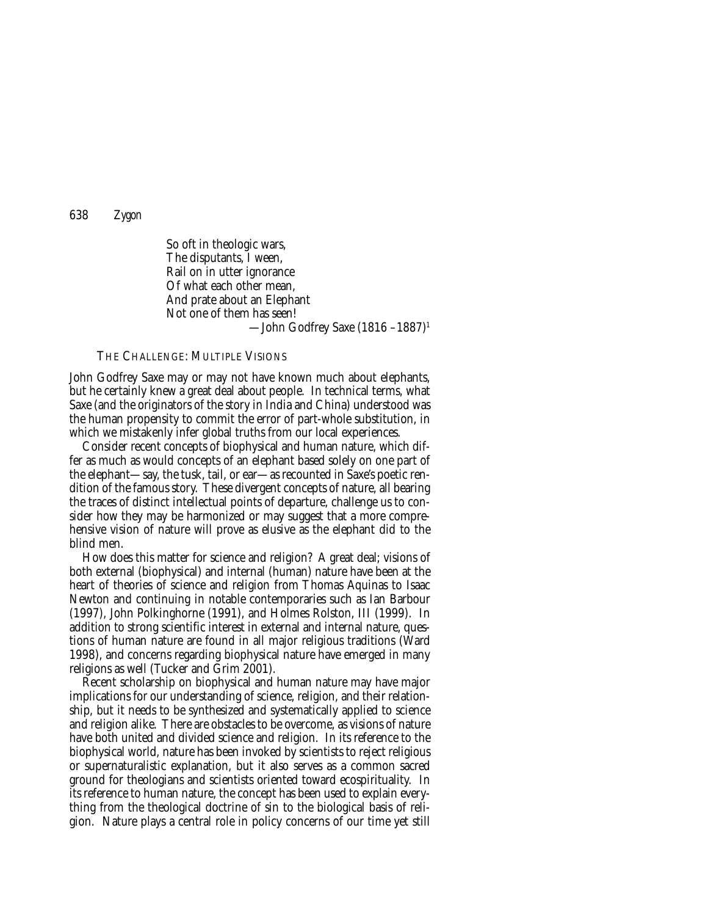So oft in theologic wars,  
The disputants, I ween,  
Rail on in utter ignorance  
Of what each other mean,  
And prate about an Elephant  
Not one of them has seen!  
—John Godfrey Saxe (1816 –1887)[1]

## THE CHALLENGE: MULTIPLE VISIONS

John Godfrey Saxe may or may not have known much about elephants, but he certainly knew a great deal about people. In technical terms, what Saxe (and the originators of the story in India and China) understood was the human propensity to commit the error of part-whole substitution, in which we mistakenly infer global truths from our local experiences.

Consider recent concepts of biophysical and human nature, which differ as much as would concepts of an elephant based solely on one part of the elephant—say, the tusk, tail, or ear—as recounted in Saxe's poetic rendition of the famous story. These divergent concepts of nature, all bearing the traces of distinct intellectual points of departure, challenge us to consider how they may be harmonized or may suggest that a more comprehensive vision of nature will prove as elusive as the elephant did to the blind men.

How does this matter for science and religion? A great deal; visions of both external (biophysical) and internal (human) nature have been at the heart of theories of science and religion from Thomas Aquinas to Isaac Newton and continuing in notable contemporaries such as Ian Barbour (1997), John Polkinghorne (1991), and Holmes Rolston, III (1999). In addition to strong scientific interest in external and internal nature, questions of human nature are found in all major religious traditions (Ward 1998), and concerns regarding biophysical nature have emerged in many religions as well (Tucker and Grim 2001).

Recent scholarship on biophysical and human nature may have major implications for our understanding of science, religion, and their relationship, but it needs to be synthesized and systematically applied to science and religion alike. There are obstacles to be overcome, as visions of nature have both united and divided science and religion. In its reference to the biophysical world, nature has been invoked by scientists to reject religious or supernaturalistic explanation, but it also serves as a common sacred ground for theologians and scientists oriented toward ecospirituality. In its reference to human nature, the concept has been used to explain everything from the theological doctrine of sin to the biological basis of religion. Nature plays a central role in policy concerns of our time yet still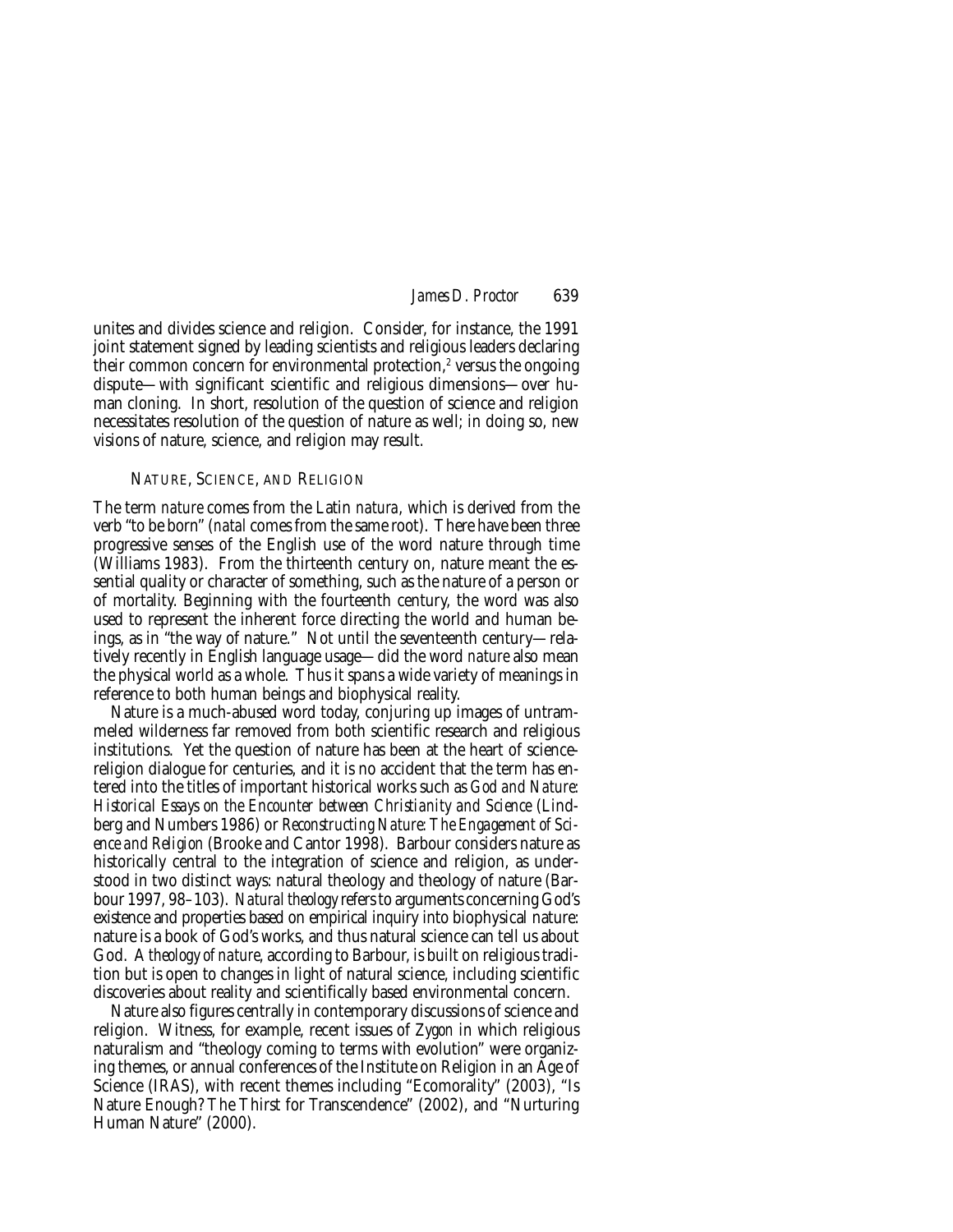unites and divides science and religion. Consider, for instance, the 1991 joint statement signed by leading scientists and religious leaders declaring their common concern for environmental protection,[2] versus the ongoing dispute—with significant scientific and religious dimensions—over human cloning. In short, resolution of the question of science and religion necessitates resolution of the question of nature as well; in doing so, new visions of nature, science, and religion may result.

## NATURE, SCIENCE, AND RELIGION

The term *nature* comes from the Latin *natura*, which is derived from the verb "to be born" (*natal* comes from the same root). There have been three progressive senses of the English use of the word nature through time (Williams 1983). From the thirteenth century on, nature meant the essential quality or character of something, such as the nature of a person or of mortality. Beginning with the fourteenth century, the word was also used to represent the inherent force directing the world and human beings, as in "the way of nature." Not until the seventeenth century—relatively recently in English language usage—did the word *nature* also mean the physical world as a whole. Thus it spans a wide variety of meanings in reference to both human beings and biophysical reality.

Nature is a much-abused word today, conjuring up images of untrammeled wilderness far removed from both scientific research and religious institutions. Yet the question of nature has been at the heart of science-religion dialogue for centuries, and it is no accident that the term has entered into the titles of important historical works such as *God and Nature: Historical Essays on the Encounter between Christianity and Science* (Lindberg and Numbers 1986) or *Reconstructing Nature: The Engagement of Science and Religion* (Brooke and Cantor 1998). Barbour considers nature as historically central to the integration of science and religion, as understood in two distinct ways: natural theology and theology of nature (Barbour 1997, 98–103). *Natural theology* refers to arguments concerning God's existence and properties based on empirical inquiry into biophysical nature: nature is a book of God's works, and thus natural science can tell us about God. A *theology of nature*, according to Barbour, is built on religious tradition but is open to changes in light of natural science, including scientific discoveries about reality and scientifically based environmental concern.

Nature also figures centrally in contemporary discussions of science and religion. Witness, for example, recent issues of *Zygon* in which religious naturalism and "theology coming to terms with evolution" were organizing themes, or annual conferences of the Institute on Religion in an Age of Science (IRAS), with recent themes including "Ecomorality" (2003), "Is Nature Enough? The Thirst for Transcendence" (2002), and "Nurturing Human Nature" (2000).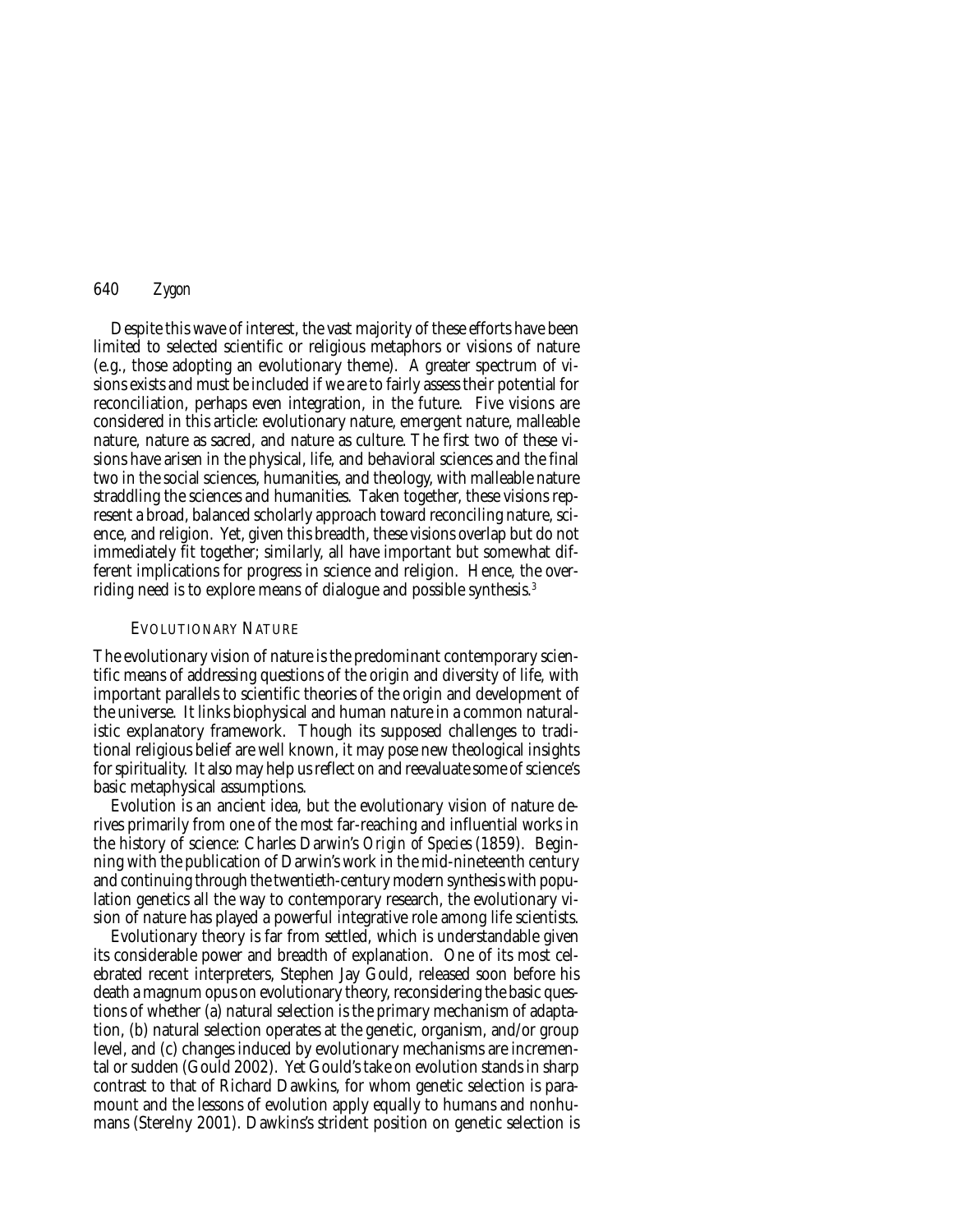Despite this wave of interest, the vast majority of these efforts have been limited to selected scientific or religious metaphors or visions of nature (e.g., those adopting an evolutionary theme). A greater spectrum of visions exists and must be included if we are to fairly assess their potential for reconciliation, perhaps even integration, in the future. Five visions are considered in this article: evolutionary nature, emergent nature, malleable nature, nature as sacred, and nature as culture. The first two of these visions have arisen in the physical, life, and behavioral sciences and the final two in the social sciences, humanities, and theology, with malleable nature straddling the sciences and humanities. Taken together, these visions represent a broad, balanced scholarly approach toward reconciling nature, science, and religion. Yet, given this breadth, these visions overlap but do not immediately fit together; similarly, all have important but somewhat different implications for progress in science and religion. Hence, the overriding need is to explore means of dialogue and possible synthesis.[3]

## EVOLUTIONARY NATURE

The evolutionary vision of nature is the predominant contemporary scientific means of addressing questions of the origin and diversity of life, with important parallels to scientific theories of the origin and development of the universe. It links biophysical and human nature in a common naturalistic explanatory framework. Though its supposed challenges to traditional religious belief are well known, it may pose new theological insights for spirituality. It also may help us reflect on and reevaluate some of science's basic metaphysical assumptions.

Evolution is an ancient idea, but the evolutionary vision of nature derives primarily from one of the most far-reaching and influential works in the history of science: Charles Darwin's *Origin of Species* (1859). Beginning with the publication of Darwin's work in the mid-nineteenth century and continuing through the twentieth-century modern synthesis with population genetics all the way to contemporary research, the evolutionary vision of nature has played a powerful integrative role among life scientists.

Evolutionary theory is far from settled, which is understandable given its considerable power and breadth of explanation. One of its most celebrated recent interpreters, Stephen Jay Gould, released soon before his death a magnum opus on evolutionary theory, reconsidering the basic questions of whether (a) natural selection is the primary mechanism of adaptation, (b) natural selection operates at the genetic, organism, and/or group level, and (c) changes induced by evolutionary mechanisms are incremental or sudden (Gould 2002). Yet Gould's take on evolution stands in sharp contrast to that of Richard Dawkins, for whom genetic selection is paramount and the lessons of evolution apply equally to humans and nonhumans (Sterelny 2001). Dawkins's strident position on genetic selection is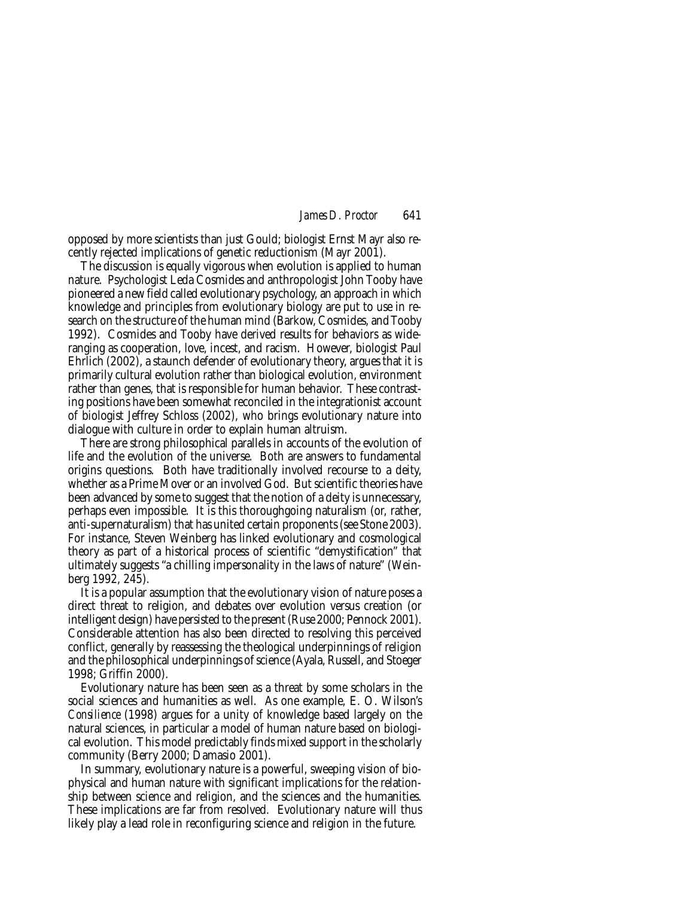opposed by more scientists than just Gould; biologist Ernst Mayr also recently rejected implications of genetic reductionism (Mayr 2001).

The discussion is equally vigorous when evolution is applied to human nature. Psychologist Leda Cosmides and anthropologist John Tooby have pioneered a new field called evolutionary psychology, an approach in which knowledge and principles from evolutionary biology are put to use in research on the structure of the human mind (Barkow, Cosmides, and Tooby 1992). Cosmides and Tooby have derived results for behaviors as wide-ranging as cooperation, love, incest, and racism. However, biologist Paul Ehrlich (2002), a staunch defender of evolutionary theory, argues that it is primarily cultural evolution rather than biological evolution, environment rather than genes, that is responsible for human behavior. These contrasting positions have been somewhat reconciled in the integrationist account of biologist Jeffrey Schloss (2002), who brings evolutionary nature into dialogue with culture in order to explain human altruism.

There are strong philosophical parallels in accounts of the evolution of life and the evolution of the universe. Both are answers to fundamental origins questions. Both have traditionally involved recourse to a deity, whether as a Prime Mover or an involved God. But scientific theories have been advanced by some to suggest that the notion of a deity is unnecessary, perhaps even impossible. It is this thoroughgoing naturalism (or, rather, anti-supernaturalism) that has united certain proponents (see Stone 2003). For instance, Steven Weinberg has linked evolutionary and cosmological theory as part of a historical process of scientific "demystification" that ultimately suggests "a chilling impersonality in the laws of nature" (Weinberg 1992, 245).

It is a popular assumption that the evolutionary vision of nature poses a direct threat to religion, and debates over evolution versus creation (or intelligent design) have persisted to the present (Ruse 2000; Pennock 2001). Considerable attention has also been directed to resolving this perceived conflict, generally by reassessing the theological underpinnings of religion and the philosophical underpinnings of science (Ayala, Russell, and Stoeger 1998; Griffin 2000).

Evolutionary nature has been seen as a threat by some scholars in the social sciences and humanities as well. As one example, E. O. Wilson's *Consilience* (1998) argues for a unity of knowledge based largely on the natural sciences, in particular a model of human nature based on biological evolution. This model predictably finds mixed support in the scholarly community (Berry 2000; Damasio 2001).

In summary, evolutionary nature is a powerful, sweeping vision of biophysical and human nature with significant implications for the relationship between science and religion, and the sciences and the humanities. These implications are far from resolved. Evolutionary nature will thus likely play a lead role in reconfiguring science and religion in the future.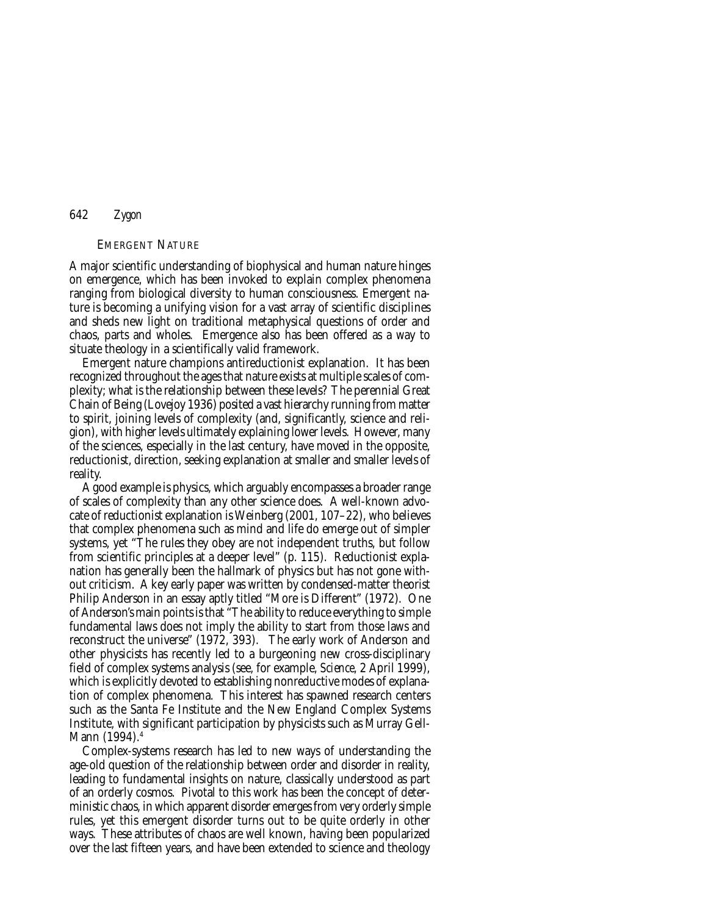## EMERGENT NATURE

A major scientific understanding of biophysical and human nature hinges on emergence, which has been invoked to explain complex phenomena ranging from biological diversity to human consciousness. Emergent nature is becoming a unifying vision for a vast array of scientific disciplines and sheds new light on traditional metaphysical questions of order and chaos, parts and wholes. Emergence also has been offered as a way to situate theology in a scientifically valid framework.

Emergent nature champions antireductionist explanation. It has been recognized throughout the ages that nature exists at multiple scales of complexity; what is the relationship between these levels? The perennial Great Chain of Being (Lovejoy 1936) posited a vast hierarchy running from matter to spirit, joining levels of complexity (and, significantly, science and religion), with higher levels ultimately explaining lower levels. However, many of the sciences, especially in the last century, have moved in the opposite, reductionist, direction, seeking explanation at smaller and smaller levels of reality.

A good example is physics, which arguably encompasses a broader range of scales of complexity than any other science does. A well-known advocate of reductionist explanation is Weinberg (2001, 107–22), who believes that complex phenomena such as mind and life do emerge out of simpler systems, yet "The rules they obey are not independent truths, but follow from scientific principles at a deeper level" (p. 115). Reductionist explanation has generally been the hallmark of physics but has not gone without criticism. A key early paper was written by condensed-matter theorist Philip Anderson in an essay aptly titled "More is Different" (1972). One of Anderson's main points is that "The ability to reduce everything to simple fundamental laws does not imply the ability to start from those laws and reconstruct the universe" (1972, 393). The early work of Anderson and other physicists has recently led to a burgeoning new cross-disciplinary field of complex systems analysis (see, for example, *Science*, 2 April 1999), which is explicitly devoted to establishing nonreductive modes of explanation of complex phenomena. This interest has spawned research centers such as the Santa Fe Institute and the New England Complex Systems Institute, with significant participation by physicists such as Murray Gell-Mann (1994).[4]

Complex-systems research has led to new ways of understanding the age-old question of the relationship between order and disorder in reality, leading to fundamental insights on nature, classically understood as part of an orderly cosmos. Pivotal to this work has been the concept of deterministic chaos, in which apparent disorder emerges from very orderly simple rules, yet this emergent disorder turns out to be quite orderly in other ways. These attributes of chaos are well known, having been popularized over the last fifteen years, and have been extended to science and theology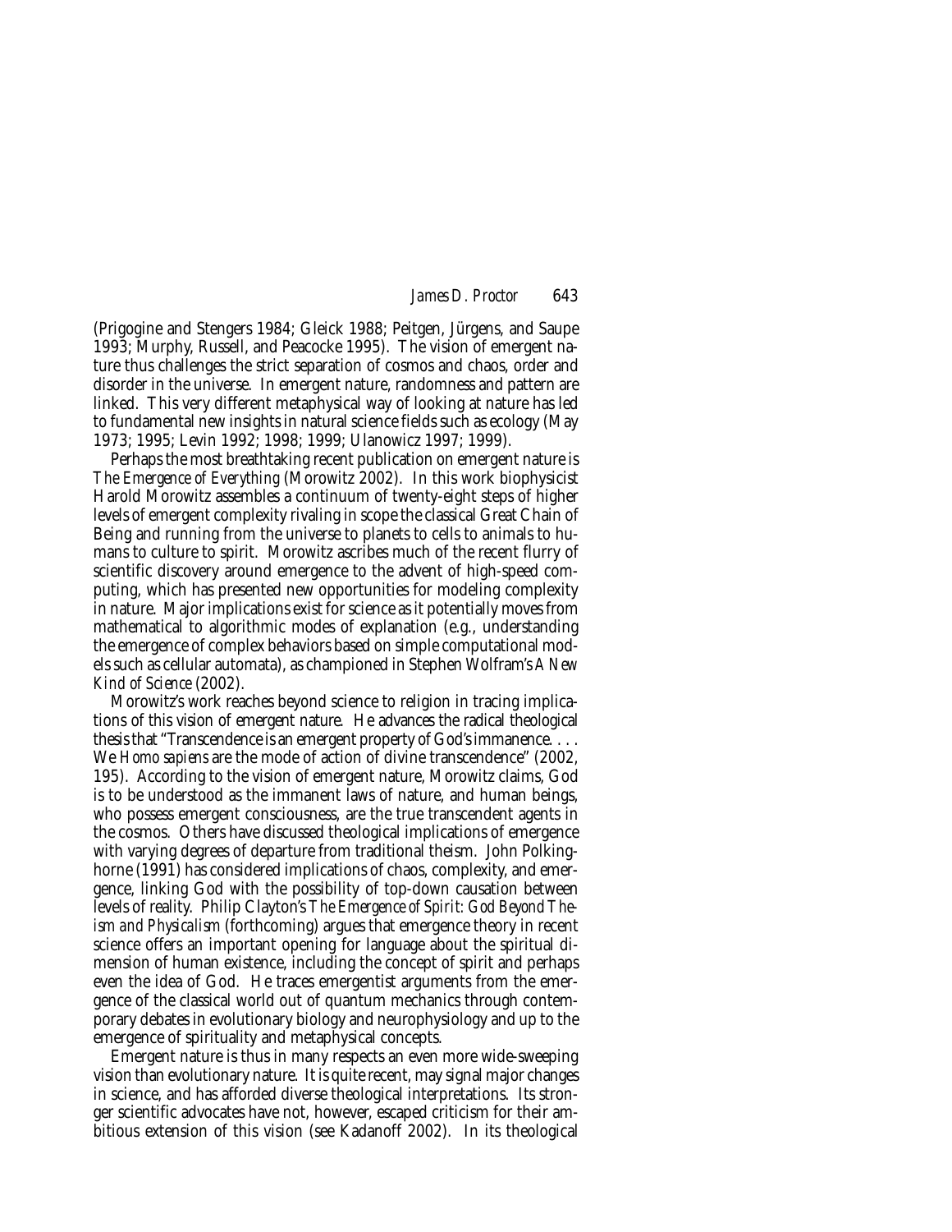(Prigogine and Stengers 1984; Gleick 1988; Peitgen, Jürgens, and Saupe 1993; Murphy, Russell, and Peacocke 1995). The vision of emergent nature thus challenges the strict separation of cosmos and chaos, order and disorder in the universe. In emergent nature, randomness and pattern are linked. This very different metaphysical way of looking at nature has led to fundamental new insights in natural science fields such as ecology (May 1973; 1995; Levin 1992; 1998; 1999; Ulanowicz 1997; 1999).

Perhaps the most breathtaking recent publication on emergent nature is *The Emergence of Everything* (Morowitz 2002). In this work biophysicist Harold Morowitz assembles a continuum of twenty-eight steps of higher levels of emergent complexity rivaling in scope the classical Great Chain of Being and running from the universe to planets to cells to animals to humans to culture to spirit. Morowitz ascribes much of the recent flurry of scientific discovery around emergence to the advent of high-speed computing, which has presented new opportunities for modeling complexity in nature. Major implications exist for science as it potentially moves from mathematical to algorithmic modes of explanation (e.g., understanding the emergence of complex behaviors based on simple computational models such as cellular automata), as championed in Stephen Wolfram's *A New Kind of Science* (2002).

Morowitz's work reaches beyond science to religion in tracing implications of this vision of emergent nature. He advances the radical theological thesis that "Transcendence is an emergent property of God's immanence. . . . We *Homo sapiens* are the mode of action of divine transcendence" (2002, 195). According to the vision of emergent nature, Morowitz claims, God is to be understood as the immanent laws of nature, and human beings, who possess emergent consciousness, are the true transcendent agents in the cosmos. Others have discussed theological implications of emergence with varying degrees of departure from traditional theism. John Polkinghorne (1991) has considered implications of chaos, complexity, and emergence, linking God with the possibility of top-down causation between levels of reality. Philip Clayton's *The Emergence of Spirit: God Beyond Theism and Physicalism* (forthcoming) argues that emergence theory in recent science offers an important opening for language about the spiritual dimension of human existence, including the concept of spirit and perhaps even the idea of God. He traces emergentist arguments from the emergence of the classical world out of quantum mechanics through contemporary debates in evolutionary biology and neurophysiology and up to the emergence of spirituality and metaphysical concepts.

Emergent nature is thus in many respects an even more wide-sweeping vision than evolutionary nature. It is quite recent, may signal major changes in science, and has afforded diverse theological interpretations. Its stronger scientific advocates have not, however, escaped criticism for their ambitious extension of this vision (see Kadanoff 2002). In its theological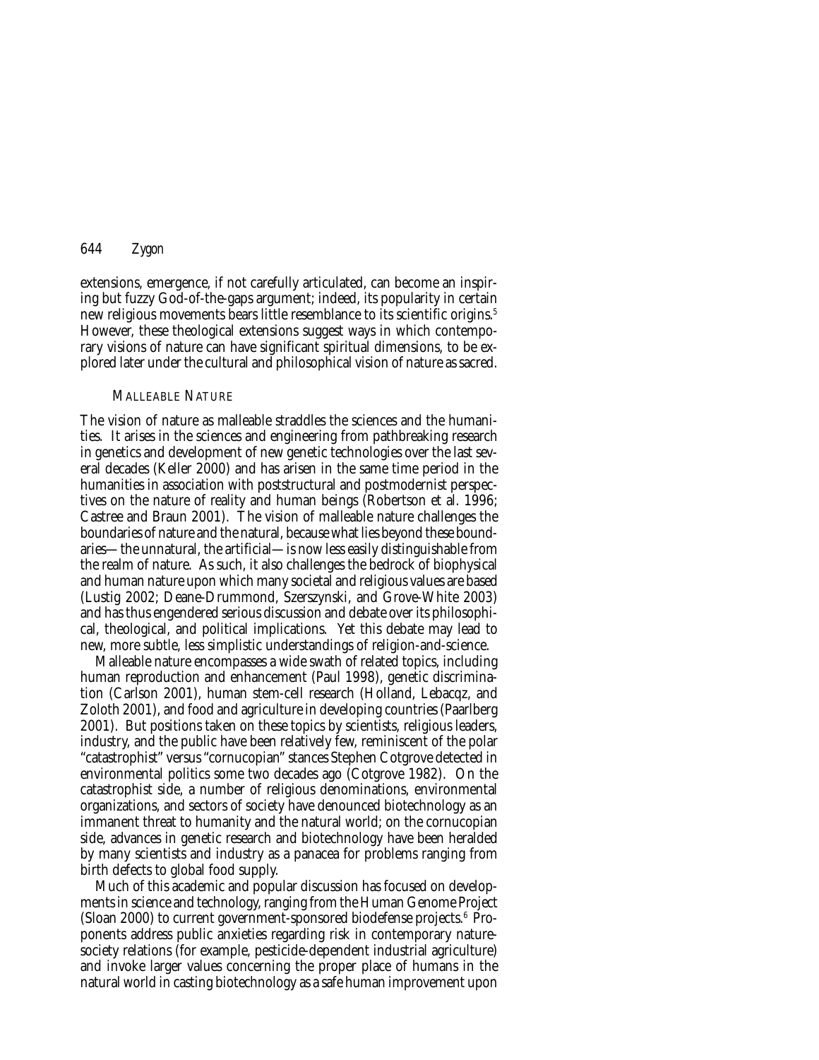extensions, emergence, if not carefully articulated, can become an inspiring but fuzzy God-of-the-gaps argument; indeed, its popularity in certain new religious movements bears little resemblance to its scientific origins.[5] However, these theological extensions suggest ways in which contemporary visions of nature can have significant spiritual dimensions, to be explored later under the cultural and philosophical vision of nature as sacred.

### MALLEABLE NATURE

The vision of nature as malleable straddles the sciences and the humanities. It arises in the sciences and engineering from pathbreaking research in genetics and development of new genetic technologies over the last several decades (Keller 2000) and has arisen in the same time period in the humanities in association with poststructural and postmodernist perspectives on the nature of reality and human beings (Robertson et al. 1996; Castree and Braun 2001). The vision of malleable nature challenges the boundaries of nature and the natural, because what lies beyond these boundaries—the unnatural, the artificial—is now less easily distinguishable from the realm of nature. As such, it also challenges the bedrock of biophysical and human nature upon which many societal and religious values are based (Lustig 2002; Deane-Drummond, Szerszynski, and Grove-White 2003) and has thus engendered serious discussion and debate over its philosophical, theological, and political implications. Yet this debate may lead to new, more subtle, less simplistic understandings of religion-and-science.

Malleable nature encompasses a wide swath of related topics, including human reproduction and enhancement (Paul 1998), genetic discrimination (Carlson 2001), human stem-cell research (Holland, Lebacqz, and Zoloth 2001), and food and agriculture in developing countries (Paarlberg 2001). But positions taken on these topics by scientists, religious leaders, industry, and the public have been relatively few, reminiscent of the polar "catastrophist" versus "cornucopian" stances Stephen Cotgrove detected in environmental politics some two decades ago (Cotgrove 1982). On the catastrophist side, a number of religious denominations, environmental organizations, and sectors of society have denounced biotechnology as an immanent threat to humanity and the natural world; on the cornucopian side, advances in genetic research and biotechnology have been heralded by many scientists and industry as a panacea for problems ranging from birth defects to global food supply.

Much of this academic and popular discussion has focused on developments in science and technology, ranging from the Human Genome Project (Sloan 2000) to current government-sponsored biodefense projects.[6] Proponents address public anxieties regarding risk in contemporary nature-society relations (for example, pesticide-dependent industrial agriculture) and invoke larger values concerning the proper place of humans in the natural world in casting biotechnology as a safe human improvement upon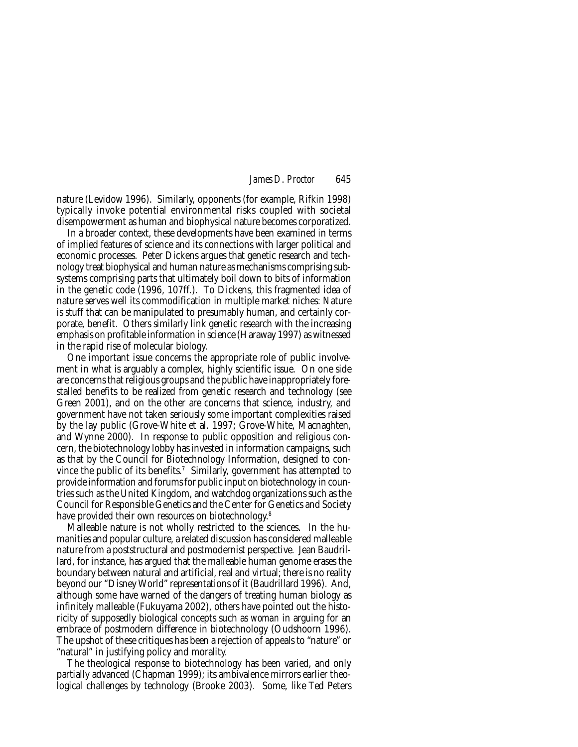nature (Levidow 1996). Similarly, opponents (for example, Rifkin 1998) typically invoke potential environmental risks coupled with societal disempowerment as human and biophysical nature becomes corporatized.

In a broader context, these developments have been examined in terms of implied features of science and its connections with larger political and economic processes. Peter Dickens argues that genetic research and technology treat biophysical and human nature as mechanisms comprising subsystems comprising parts that ultimately boil down to bits of information in the genetic code (1996, 107ff.). To Dickens, this fragmented idea of nature serves well its commodification in multiple market niches: Nature is stuff that can be manipulated to presumably human, and certainly corporate, benefit. Others similarly link genetic research with the increasing emphasis on profitable information in science (Haraway 1997) as witnessed in the rapid rise of molecular biology.

One important issue concerns the appropriate role of public involvement in what is arguably a complex, highly scientific issue. On one side are concerns that religious groups and the public have inappropriately forestalled benefits to be realized from genetic research and technology (see Green 2001), and on the other are concerns that science, industry, and government have not taken seriously some important complexities raised by the lay public (Grove-White et al. 1997; Grove-White, Macnaghten, and Wynne 2000). In response to public opposition and religious concern, the biotechnology lobby has invested in information campaigns, such as that by the Council for Biotechnology Information, designed to convince the public of its benefits.[7] Similarly, government has attempted to provide information and forums for public input on biotechnology in countries such as the United Kingdom, and watchdog organizations such as the Council for Responsible Genetics and the Center for Genetics and Society have provided their own resources on biotechnology.[8]

Malleable nature is not wholly restricted to the sciences. In the humanities and popular culture, a related discussion has considered malleable nature from a poststructural and postmodernist perspective. Jean Baudrillard, for instance, has argued that the malleable human genome erases the boundary between natural and artificial, real and virtual; there is no reality beyond our "Disney World" representations of it (Baudrillard 1996). And, although some have warned of the dangers of treating human biology as infinitely malleable (Fukuyama 2002), others have pointed out the historicity of supposedly biological concepts such as *woman* in arguing for an embrace of postmodern difference in biotechnology (Oudshoorn 1996). The upshot of these critiques has been a rejection of appeals to "nature" or "natural" in justifying policy and morality.

The theological response to biotechnology has been varied, and only partially advanced (Chapman 1999); its ambivalence mirrors earlier theological challenges by technology (Brooke 2003). Some, like Ted Peters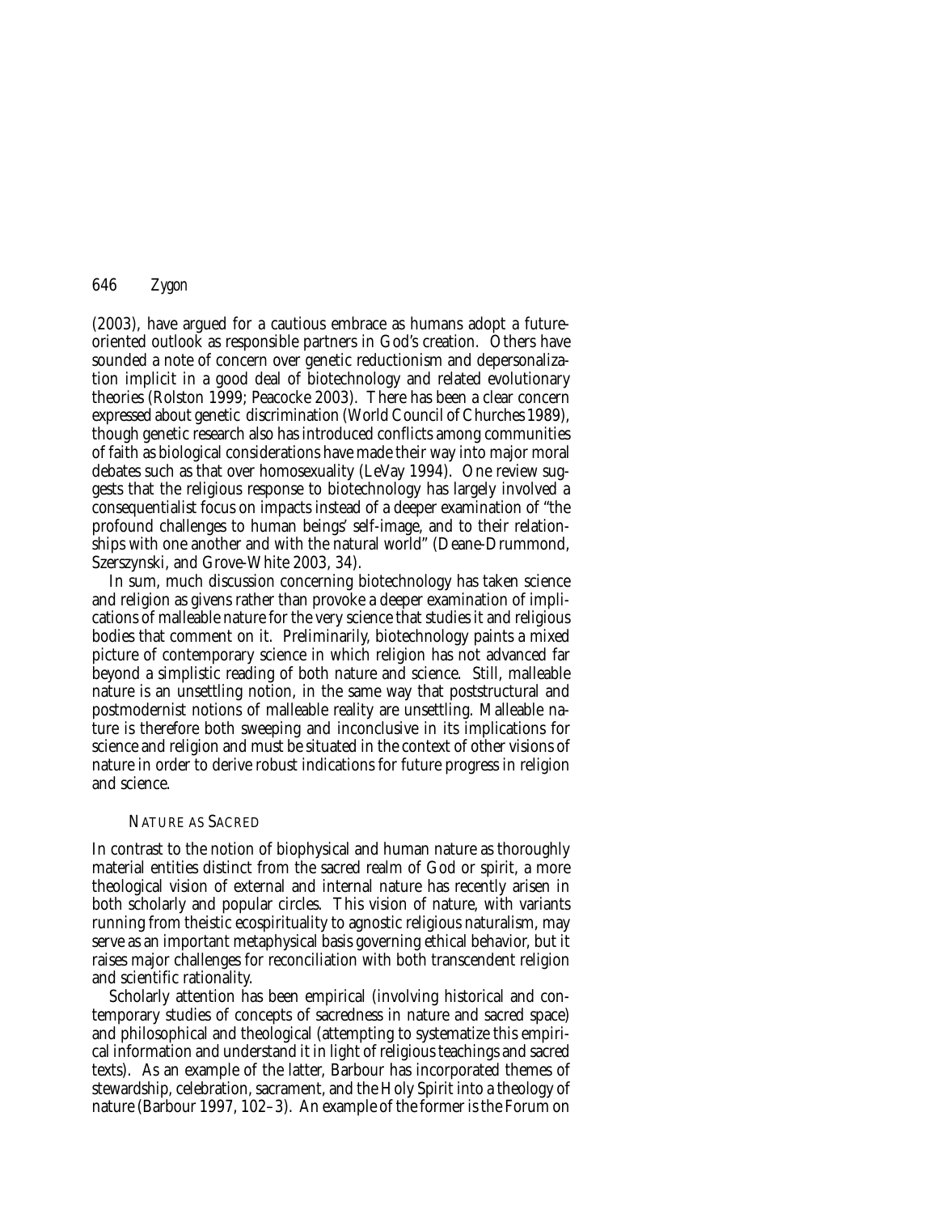(2003), have argued for a cautious embrace as humans adopt a future-oriented outlook as responsible partners in God's creation. Others have sounded a note of concern over genetic reductionism and depersonalization implicit in a good deal of biotechnology and related evolutionary theories (Rolston 1999; Peacocke 2003). There has been a clear concern expressed about genetic discrimination (World Council of Churches 1989), though genetic research also has introduced conflicts among communities of faith as biological considerations have made their way into major moral debates such as that over homosexuality (LeVay 1994). One review suggests that the religious response to biotechnology has largely involved a consequentialist focus on impacts instead of a deeper examination of "the profound challenges to human beings' self-image, and to their relationships with one another and with the natural world" (Deane-Drummond, Szerszynski, and Grove-White 2003, 34).

In sum, much discussion concerning biotechnology has taken science and religion as givens rather than provoke a deeper examination of implications of malleable nature for the very science that studies it and religious bodies that comment on it. Preliminarily, biotechnology paints a mixed picture of contemporary science in which religion has not advanced far beyond a simplistic reading of both nature and science. Still, malleable nature is an unsettling notion, in the same way that poststructural and postmodernist notions of malleable reality are unsettling. Malleable nature is therefore both sweeping and inconclusive in its implications for science and religion and must be situated in the context of other visions of nature in order to derive robust indications for future progress in religion and science.

### NATURE AS SACRED

In contrast to the notion of biophysical and human nature as thoroughly material entities distinct from the sacred realm of God or spirit, a more theological vision of external and internal nature has recently arisen in both scholarly and popular circles. This vision of nature, with variants running from theistic ecospirituality to agnostic religious naturalism, may serve as an important metaphysical basis governing ethical behavior, but it raises major challenges for reconciliation with both transcendent religion and scientific rationality.

Scholarly attention has been empirical (involving historical and contemporary studies of concepts of sacredness in nature and sacred space) and philosophical and theological (attempting to systematize this empirical information and understand it in light of religious teachings and sacred texts). As an example of the latter, Barbour has incorporated themes of stewardship, celebration, sacrament, and the Holy Spirit into a theology of nature (Barbour 1997, 102–3). An example of the former is the Forum on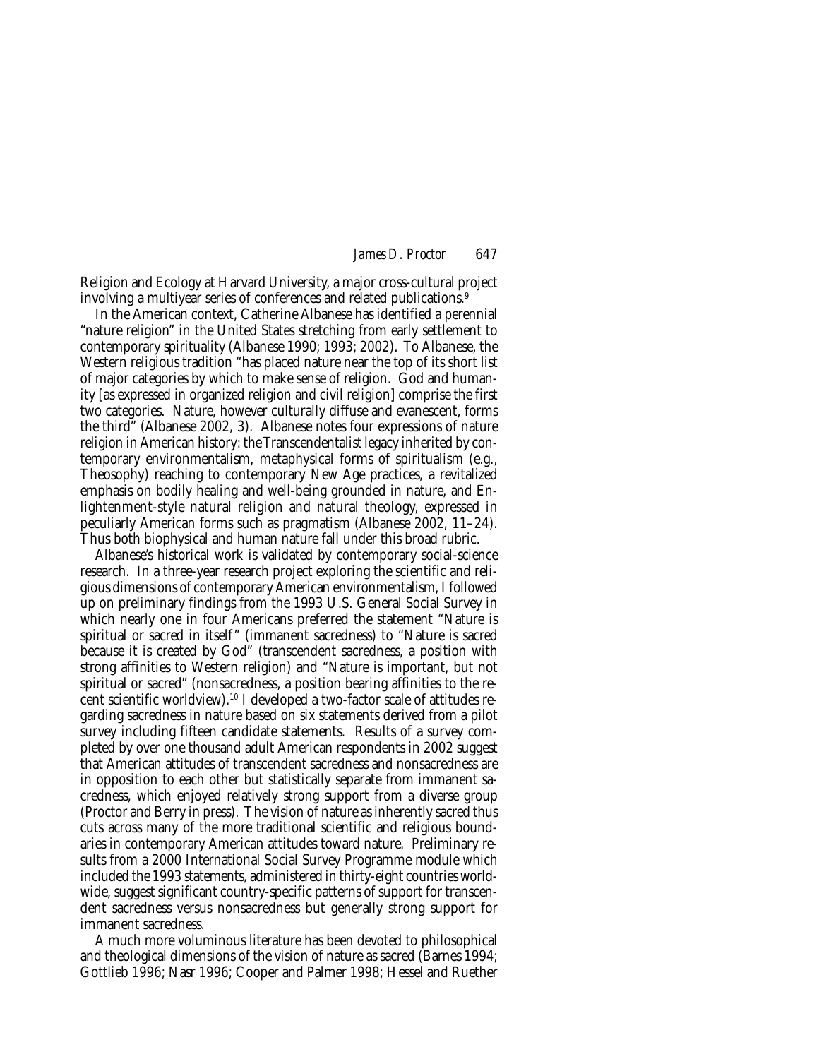Religion and Ecology at Harvard University, a major cross-cultural project involving a multiyear series of conferences and related publications.[9]

In the American context, Catherine Albanese has identified a perennial "nature religion" in the United States stretching from early settlement to contemporary spirituality (Albanese 1990; 1993; 2002). To Albanese, the Western religious tradition "has placed nature near the top of its short list of major categories by which to make sense of religion. God and humanity [as expressed in organized religion and civil religion] comprise the first two categories. Nature, however culturally diffuse and evanescent, forms the third" (Albanese 2002, 3). Albanese notes four expressions of nature religion in American history: the Transcendentalist legacy inherited by contemporary environmentalism, metaphysical forms of spiritualism (e.g., Theosophy) reaching to contemporary New Age practices, a revitalized emphasis on bodily healing and well-being grounded in nature, and Enlightenment-style natural religion and natural theology, expressed in peculiarly American forms such as pragmatism (Albanese 2002, 11–24). Thus both biophysical and human nature fall under this broad rubric.

Albanese's historical work is validated by contemporary social-science research. In a three-year research project exploring the scientific and religious dimensions of contemporary American environmentalism, I followed up on preliminary findings from the 1993 U.S. General Social Survey in which nearly one in four Americans preferred the statement "Nature is spiritual or sacred in itself" (immanent sacredness) to "Nature is sacred because it is created by God" (transcendent sacredness, a position with strong affinities to Western religion) and "Nature is important, but not spiritual or sacred" (nonsacredness, a position bearing affinities to the recent scientific worldview).[10] I developed a two-factor scale of attitudes regarding sacredness in nature based on six statements derived from a pilot survey including fifteen candidate statements. Results of a survey completed by over one thousand adult American respondents in 2002 suggest that American attitudes of transcendent sacredness and nonsacredness are in opposition to each other but statistically separate from immanent sacredness, which enjoyed relatively strong support from a diverse group (Proctor and Berry in press). The vision of nature as inherently sacred thus cuts across many of the more traditional scientific and religious boundaries in contemporary American attitudes toward nature. Preliminary results from a 2000 International Social Survey Programme module which included the 1993 statements, administered in thirty-eight countries worldwide, suggest significant country-specific patterns of support for transcendent sacredness versus nonsacredness but generally strong support for immanent sacredness.

A much more voluminous literature has been devoted to philosophical and theological dimensions of the vision of nature as sacred (Barnes 1994; Gottlieb 1996; Nasr 1996; Cooper and Palmer 1998; Hessel and Ruether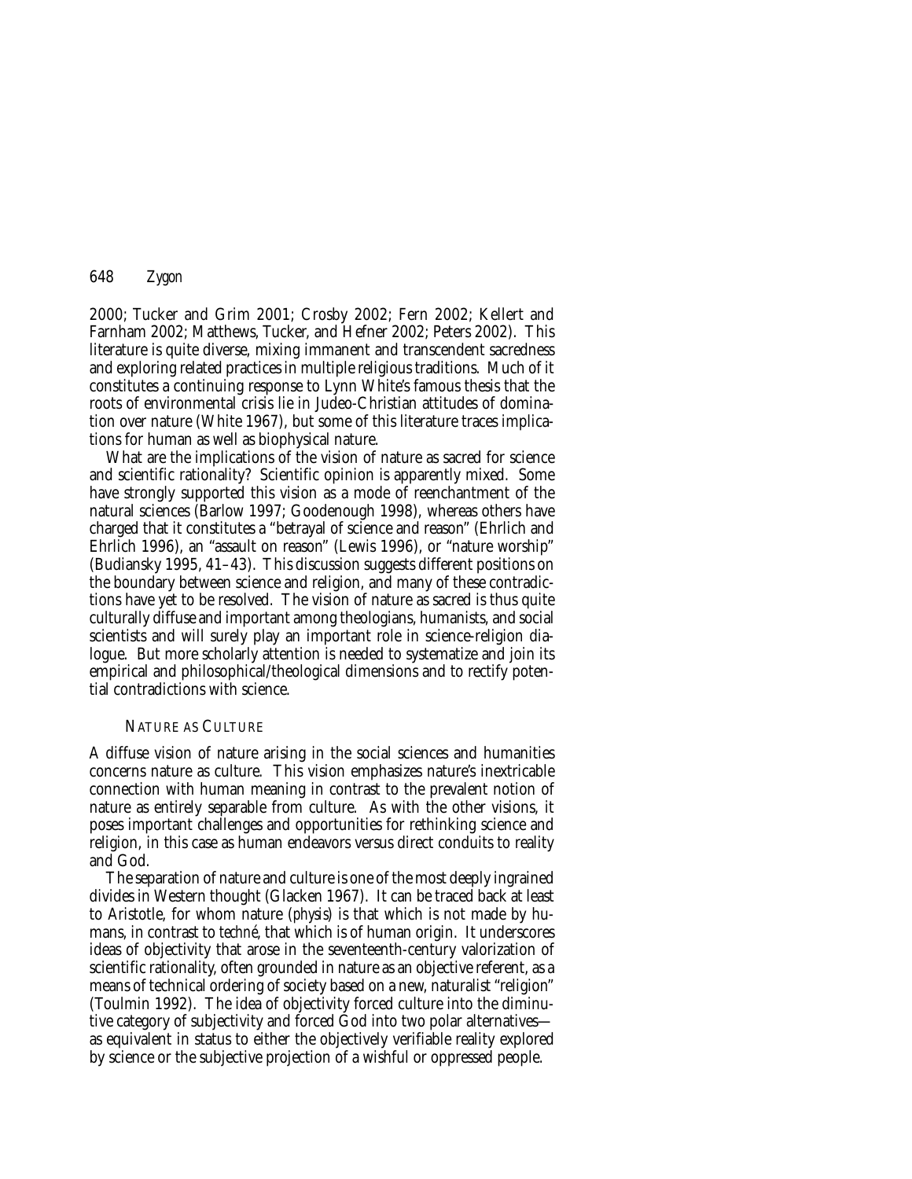2000; Tucker and Grim 2001; Crosby 2002; Fern 2002; Kellert and Farnham 2002; Matthews, Tucker, and Hefner 2002; Peters 2002). This literature is quite diverse, mixing immanent and transcendent sacredness and exploring related practices in multiple religious traditions. Much of it constitutes a continuing response to Lynn White's famous thesis that the roots of environmental crisis lie in Judeo-Christian attitudes of domination over nature (White 1967), but some of this literature traces implications for human as well as biophysical nature.

What are the implications of the vision of nature as sacred for science and scientific rationality? Scientific opinion is apparently mixed. Some have strongly supported this vision as a mode of reenchantment of the natural sciences (Barlow 1997; Goodenough 1998), whereas others have charged that it constitutes a "betrayal of science and reason" (Ehrlich and Ehrlich 1996), an "assault on reason" (Lewis 1996), or "nature worship" (Budiansky 1995, 41–43). This discussion suggests different positions on the boundary between science and religion, and many of these contradictions have yet to be resolved. The vision of nature as sacred is thus quite culturally diffuse and important among theologians, humanists, and social scientists and will surely play an important role in science-religion dialogue. But more scholarly attention is needed to systematize and join its empirical and philosophical/theological dimensions and to rectify potential contradictions with science.

### NATURE AS CULTURE

A diffuse vision of nature arising in the social sciences and humanities concerns nature as culture. This vision emphasizes nature's inextricable connection with human meaning in contrast to the prevalent notion of nature as entirely separable from culture. As with the other visions, it poses important challenges and opportunities for rethinking science and religion, in this case as human endeavors versus direct conduits to reality and God.

The separation of nature and culture is one of the most deeply ingrained divides in Western thought (Glacken 1967). It can be traced back at least to Aristotle, for whom nature (*physis*) is that which is not made by humans, in contrast to *techné*, that which is of human origin. It underscores ideas of objectivity that arose in the seventeenth-century valorization of scientific rationality, often grounded in nature as an objective referent, as a means of technical ordering of society based on a new, naturalist "religion" (Toulmin 1992). The idea of objectivity forced culture into the diminutive category of subjectivity and forced God into two polar alternatives—as equivalent in status to either the objectively verifiable reality explored by science or the subjective projection of a wishful or oppressed people.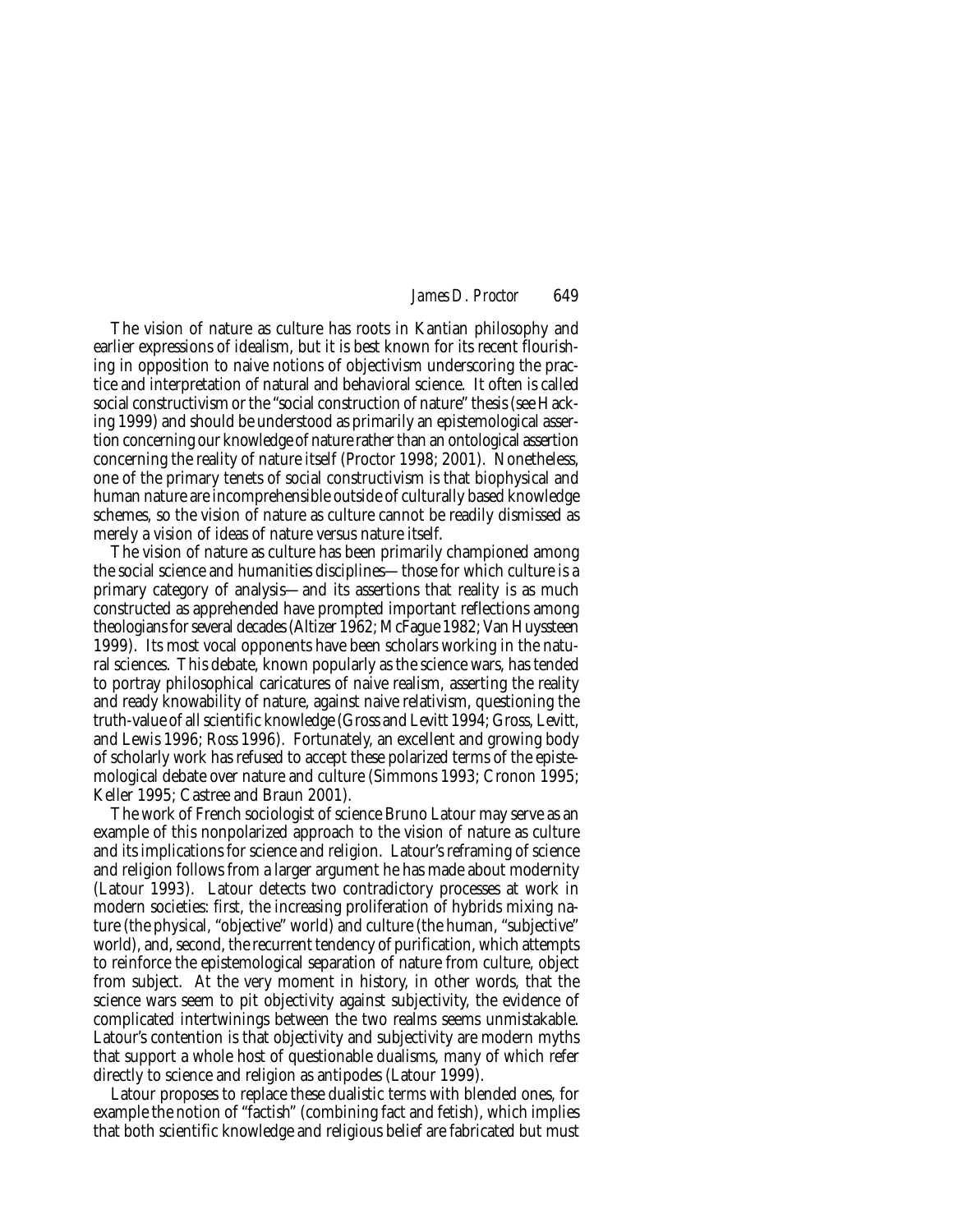The vision of nature as culture has roots in Kantian philosophy and earlier expressions of idealism, but it is best known for its recent flourishing in opposition to naive notions of objectivism underscoring the practice and interpretation of natural and behavioral science. It often is called social constructivism or the "social construction of nature" thesis (see Hacking 1999) and should be understood as primarily an epistemological assertion concerning our knowledge of nature rather than an ontological assertion concerning the reality of nature itself (Proctor 1998; 2001). Nonetheless, one of the primary tenets of social constructivism is that biophysical and human nature are incomprehensible outside of culturally based knowledge schemes, so the vision of nature as culture cannot be readily dismissed as merely a vision of ideas of nature versus nature itself.

The vision of nature as culture has been primarily championed among the social science and humanities disciplines—those for which culture is a primary category of analysis—and its assertions that reality is as much constructed as apprehended have prompted important reflections among theologians for several decades (Altizer 1962; McFague 1982; Van Huyssteen 1999). Its most vocal opponents have been scholars working in the natural sciences. This debate, known popularly as the science wars, has tended to portray philosophical caricatures of naive realism, asserting the reality and ready knowability of nature, against naive relativism, questioning the truth-value of all scientific knowledge (Gross and Levitt 1994; Gross, Levitt, and Lewis 1996; Ross 1996). Fortunately, an excellent and growing body of scholarly work has refused to accept these polarized terms of the epistemological debate over nature and culture (Simmons 1993; Cronon 1995; Keller 1995; Castree and Braun 2001).

The work of French sociologist of science Bruno Latour may serve as an example of this nonpolarized approach to the vision of nature as culture and its implications for science and religion. Latour's reframing of science and religion follows from a larger argument he has made about modernity (Latour 1993). Latour detects two contradictory processes at work in modern societies: first, the increasing proliferation of hybrids mixing nature (the physical, "objective" world) and culture (the human, "subjective" world), and, second, the recurrent tendency of purification, which attempts to reinforce the epistemological separation of nature from culture, object from subject. At the very moment in history, in other words, that the science wars seem to pit objectivity against subjectivity, the evidence of complicated intertwinings between the two realms seems unmistakable. Latour's contention is that objectivity and subjectivity are modern myths that support a whole host of questionable dualisms, many of which refer directly to science and religion as antipodes (Latour 1999).

Latour proposes to replace these dualistic terms with blended ones, for example the notion of "factish" (combining fact and fetish), which implies that both scientific knowledge and religious belief are fabricated but must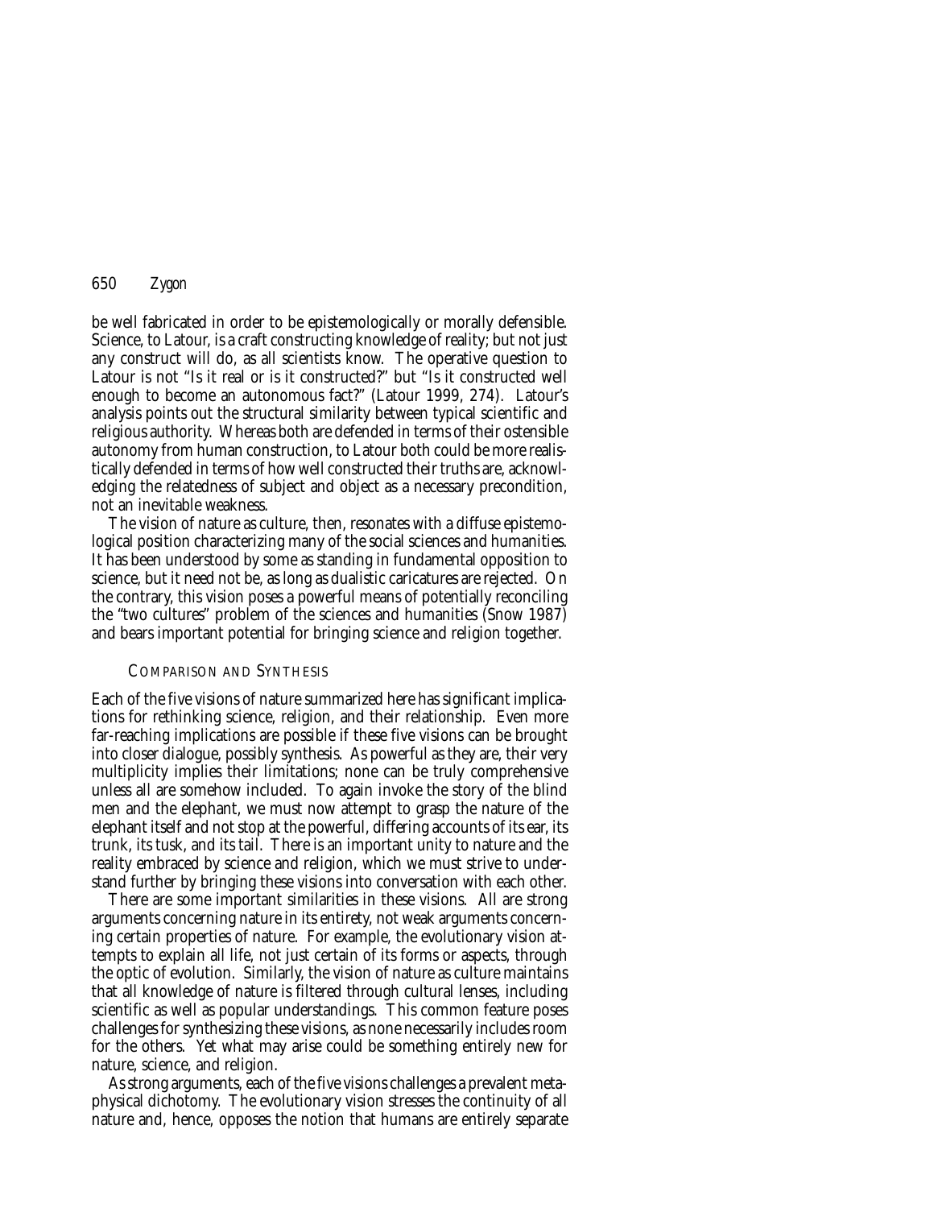be well fabricated in order to be epistemologically or morally defensible. Science, to Latour, is a craft constructing knowledge of reality; but not just any construct will do, as all scientists know. The operative question to Latour is not "Is it real or is it constructed?" but "Is it constructed well enough to become an autonomous fact?" (Latour 1999, 274). Latour's analysis points out the structural similarity between typical scientific and religious authority. Whereas both are defended in terms of their ostensible autonomy from human construction, to Latour both could be more realistically defended in terms of how well constructed their truths are, acknowledging the relatedness of subject and object as a necessary precondition, not an inevitable weakness.

The vision of nature as culture, then, resonates with a diffuse epistemological position characterizing many of the social sciences and humanities. It has been understood by some as standing in fundamental opposition to science, but it need not be, as long as dualistic caricatures are rejected. On the contrary, this vision poses a powerful means of potentially reconciling the "two cultures" problem of the sciences and humanities (Snow 1987) and bears important potential for bringing science and religion together.

## Comparison and Synthesis

Each of the five visions of nature summarized here has significant implications for rethinking science, religion, and their relationship. Even more far-reaching implications are possible if these five visions can be brought into closer dialogue, possibly synthesis. As powerful as they are, their very multiplicity implies their limitations; none can be truly comprehensive unless all are somehow included. To again invoke the story of the blind men and the elephant, we must now attempt to grasp the nature of the elephant itself and not stop at the powerful, differing accounts of its ear, its trunk, its tusk, and its tail. There is an important unity to nature and the reality embraced by science and religion, which we must strive to understand further by bringing these visions into conversation with each other.

There are some important similarities in these visions. All are strong arguments concerning nature in its entirety, not weak arguments concerning certain properties of nature. For example, the evolutionary vision attempts to explain all life, not just certain of its forms or aspects, through the optic of evolution. Similarly, the vision of nature as culture maintains that all knowledge of nature is filtered through cultural lenses, including scientific as well as popular understandings. This common feature poses challenges for synthesizing these visions, as none necessarily includes room for the others. Yet what may arise could be something entirely new for nature, science, and religion.

As strong arguments, each of the five visions challenges a prevalent metaphysical dichotomy. The evolutionary vision stresses the continuity of all nature and, hence, opposes the notion that humans are entirely separate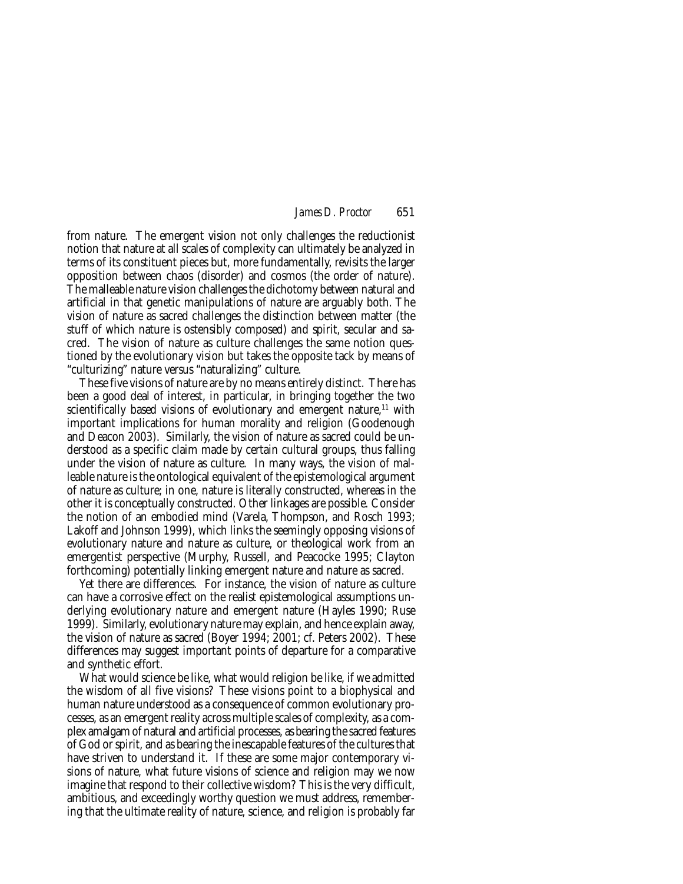from nature. The emergent vision not only challenges the reductionist notion that nature at all scales of complexity can ultimately be analyzed in terms of its constituent pieces but, more fundamentally, revisits the larger opposition between chaos (disorder) and cosmos (the order of nature). The malleable nature vision challenges the dichotomy between natural and artificial in that genetic manipulations of nature are arguably both. The vision of nature as sacred challenges the distinction between matter (the stuff of which nature is ostensibly composed) and spirit, secular and sacred. The vision of nature as culture challenges the same notion questioned by the evolutionary vision but takes the opposite tack by means of "culturizing" nature versus "naturalizing" culture.

These five visions of nature are by no means entirely distinct. There has been a good deal of interest, in particular, in bringing together the two scientifically based visions of evolutionary and emergent nature,[11] with important implications for human morality and religion (Goodenough and Deacon 2003). Similarly, the vision of nature as sacred could be understood as a specific claim made by certain cultural groups, thus falling under the vision of nature as culture. In many ways, the vision of malleable nature is the ontological equivalent of the epistemological argument of nature as culture; in one, nature is literally constructed, whereas in the other it is conceptually constructed. Other linkages are possible. Consider the notion of an embodied mind (Varela, Thompson, and Rosch 1993; Lakoff and Johnson 1999), which links the seemingly opposing visions of evolutionary nature and nature as culture, or theological work from an emergentist perspective (Murphy, Russell, and Peacocke 1995; Clayton forthcoming) potentially linking emergent nature and nature as sacred.

Yet there are differences. For instance, the vision of nature as culture can have a corrosive effect on the realist epistemological assumptions underlying evolutionary nature and emergent nature (Hayles 1990; Ruse 1999). Similarly, evolutionary nature may explain, and hence explain away, the vision of nature as sacred (Boyer 1994; 2001; cf. Peters 2002). These differences may suggest important points of departure for a comparative and synthetic effort.

What would science be like, what would religion be like, if we admitted the wisdom of all five visions? These visions point to a biophysical and human nature understood as a consequence of common evolutionary processes, as an emergent reality across multiple scales of complexity, as a complex amalgam of natural and artificial processes, as bearing the sacred features of God or spirit, and as bearing the inescapable features of the cultures that have striven to understand it. If these are some major contemporary visions of nature, what future visions of science and religion may we now imagine that respond to their collective wisdom? This is the very difficult, ambitious, and exceedingly worthy question we must address, remembering that the ultimate reality of nature, science, and religion is probably far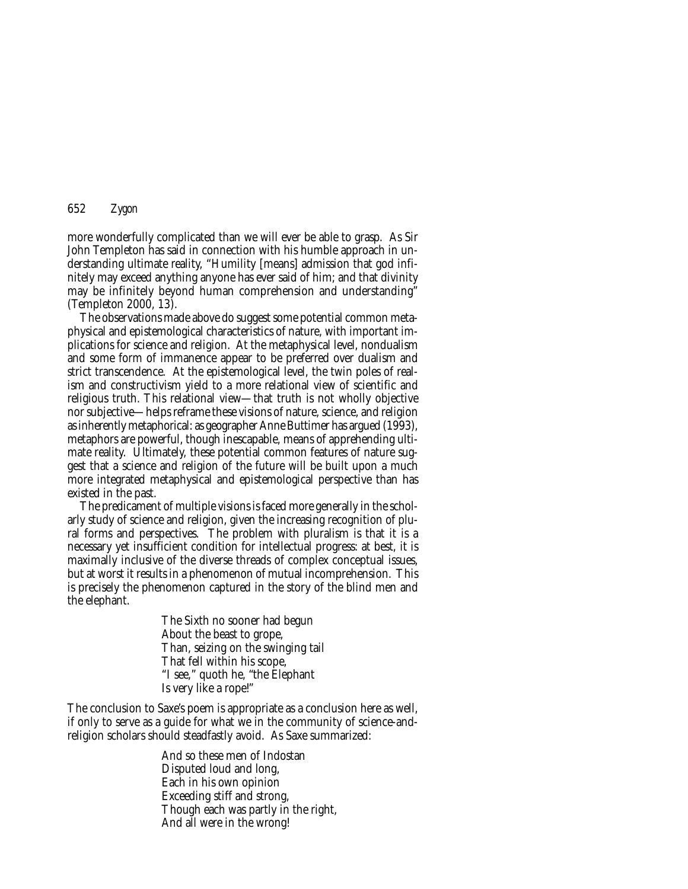more wonderfully complicated than we will ever be able to grasp. As Sir John Templeton has said in connection with his humble approach in understanding ultimate reality, "Humility [means] admission that god infinitely may exceed anything anyone has ever said of him; and that divinity may be infinitely beyond human comprehension and understanding" (Templeton 2000, 13).

The observations made above do suggest some potential common metaphysical and epistemological characteristics of nature, with important implications for science and religion. At the metaphysical level, nondualism and some form of immanence appear to be preferred over dualism and strict transcendence. At the epistemological level, the twin poles of realism and constructivism yield to a more relational view of scientific and religious truth. This relational view—that truth is not wholly objective nor subjective—helps reframe these visions of nature, science, and religion as inherently metaphorical: as geographer Anne Buttimer has argued (1993), metaphors are powerful, though inescapable, means of apprehending ultimate reality. Ultimately, these potential common features of nature suggest that a science and religion of the future will be built upon a much more integrated metaphysical and epistemological perspective than has existed in the past.

The predicament of multiple visions is faced more generally in the scholarly study of science and religion, given the increasing recognition of plural forms and perspectives. The problem with pluralism is that it is a necessary yet insufficient condition for intellectual progress: at best, it is maximally inclusive of the diverse threads of complex conceptual issues, but at worst it results in a phenomenon of mutual incomprehension. This is precisely the phenomenon captured in the story of the blind men and the elephant.

> The Sixth no sooner had begun
> About the beast to grope,
> Than, seizing on the swinging tail
> That fell within his scope,
> "I see," quoth he, "the Elephant
> Is very like a rope!"

The conclusion to Saxe's poem is appropriate as a conclusion here as well, if only to serve as a guide for what we in the community of science-and-religion scholars should steadfastly avoid. As Saxe summarized:

> And so these men of Indostan
> Disputed loud and long,
> Each in his own opinion
> Exceeding stiff and strong,
> Though each was partly in the right,
> And all were in the wrong!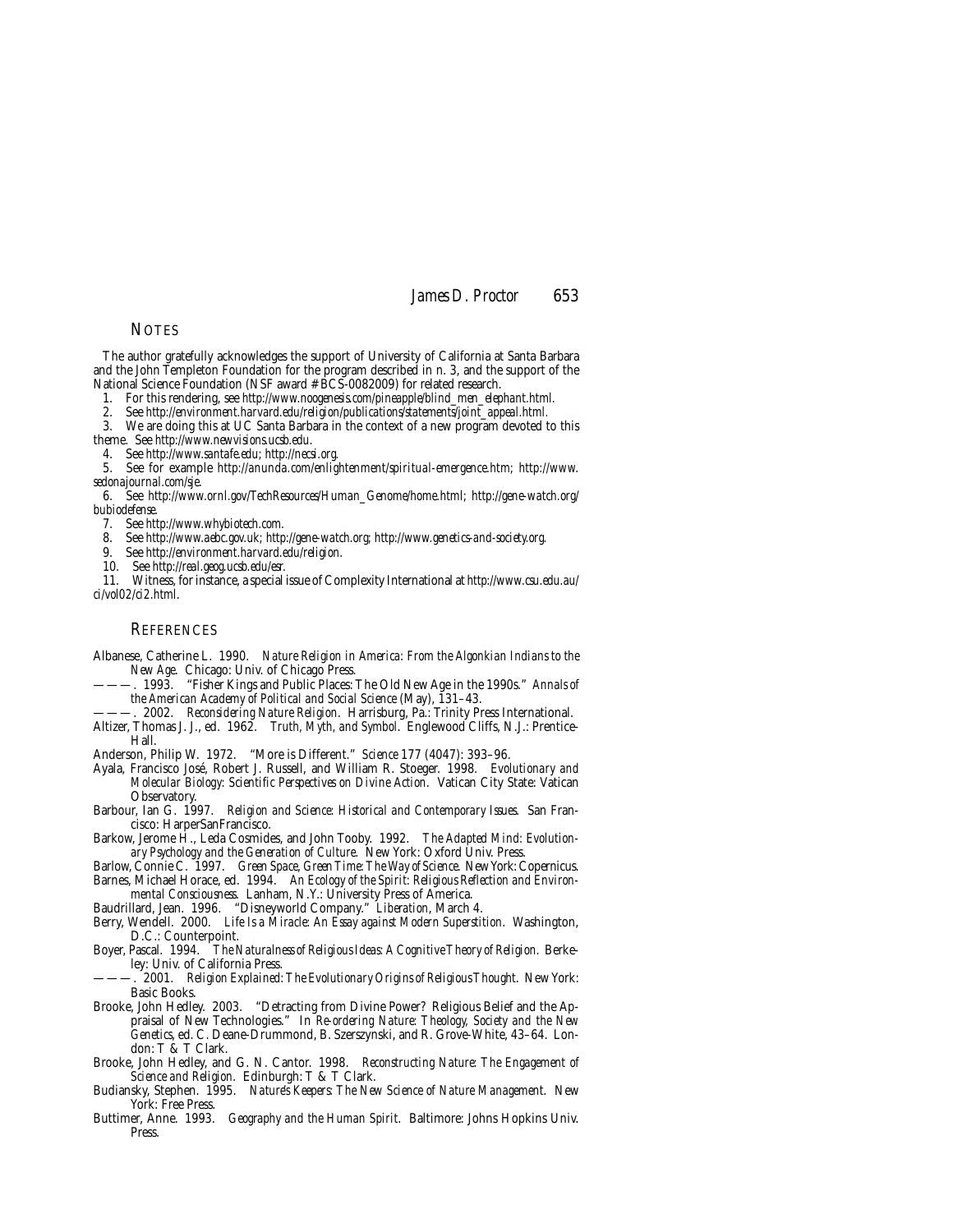## Notes

The author gratefully acknowledges the support of University of California at Santa Barbara and the John Templeton Foundation for the program described in n. 3, and the support of the National Science Foundation (NSF award # BCS-0082009) for related research.

1. For this rendering, see *http://www.noogenesis.com/pineapple/blind_men_elephant.html*.
2. See *http://environment.harvard.edu/religion/publications/statements/joint_appeal.html*.
3. We are doing this at UC Santa Barbara in the context of a new program devoted to this theme. See *http://www.newvisions.ucsb.edu*.
4. See *http://www.santafe.edu*; *http://necsi.org*.
5. See for example *http://anunda.com/enlightenment/spiritual-emergence.htm*; *http://www.sedonajournal.com/sje*.
6. See *http://www.ornl.gov/TechResources/Human_Genome/home.html*; *http://gene-watch.org/bubiodefense*.
7. See *http://www.whybiotech.com*.
8. See *http://www.aebc.gov.uk*; *http://gene-watch.org*; *http://www.genetics-and-society.org*.
9. See *http://environment.harvard.edu/religion*.
10. See *http://real.geog.ucsb.edu/esr*.
11. Witness, for instance, a special issue of Complexity International at *http://www.csu.edu.au/ci/vol02/ci2.html*.

## References

Albanese, Catherine L. 1990. *Nature Religion in America: From the Algonkian Indians to the New Age*. Chicago: Univ. of Chicago Press.

———. 1993. "Fisher Kings and Public Places: The Old New Age in the 1990s." *Annals of the American Academy of Political and Social Science* (May), 131–43.

———. 2002. *Reconsidering Nature Religion*. Harrisburg, Pa.: Trinity Press International.

Altizer, Thomas J. J., ed. 1962. *Truth, Myth, and Symbol*. Englewood Cliffs, N.J.: Prentice-Hall.

Anderson, Philip W. 1972. "More is Different." *Science* 177 (4047): 393–96.

Ayala, Francisco José, Robert J. Russell, and William R. Stoeger. 1998. *Evolutionary and Molecular Biology: Scientific Perspectives on Divine Action*. Vatican City State: Vatican Observatory.

Barbour, Ian G. 1997. *Religion and Science: Historical and Contemporary Issues*. San Francisco: HarperSanFrancisco.

Barkow, Jerome H., Leda Cosmides, and John Tooby. 1992. *The Adapted Mind: Evolutionary Psychology and the Generation of Culture*. New York: Oxford Univ. Press.

Barlow, Connie C. 1997. *Green Space, Green Time: The Way of Science*. New York: Copernicus.

Barnes, Michael Horace, ed. 1994. *An Ecology of the Spirit: Religious Reflection and Environmental Consciousness*. Lanham, N.Y.: University Press of America.

Baudrillard, Jean. 1996. "Disneyworld Company." *Liberation*, March 4.

Berry, Wendell. 2000. *Life Is a Miracle: An Essay against Modern Superstition*. Washington, D.C.: Counterpoint.

Boyer, Pascal. 1994. *The Naturalness of Religious Ideas: A Cognitive Theory of Religion*. Berkeley: Univ. of California Press.

———. 2001. *Religion Explained: The Evolutionary Origins of Religious Thought*. New York: Basic Books.

Brooke, John Hedley. 2003. "Detracting from Divine Power? Religious Belief and the Appraisal of New Technologies." In *Re-ordering Nature: Theology, Society and the New Genetics*, ed. C. Deane-Drummond, B. Szerszynski, and R. Grove-White, 43–64. London: T & T Clark.

Brooke, John Hedley, and G. N. Cantor. 1998. *Reconstructing Nature: The Engagement of Science and Religion*. Edinburgh: T & T Clark.

Budiansky, Stephen. 1995. *Nature's Keepers: The New Science of Nature Management*. New York: Free Press.

Buttimer, Anne. 1993. *Geography and the Human Spirit*. Baltimore: Johns Hopkins Univ. Press.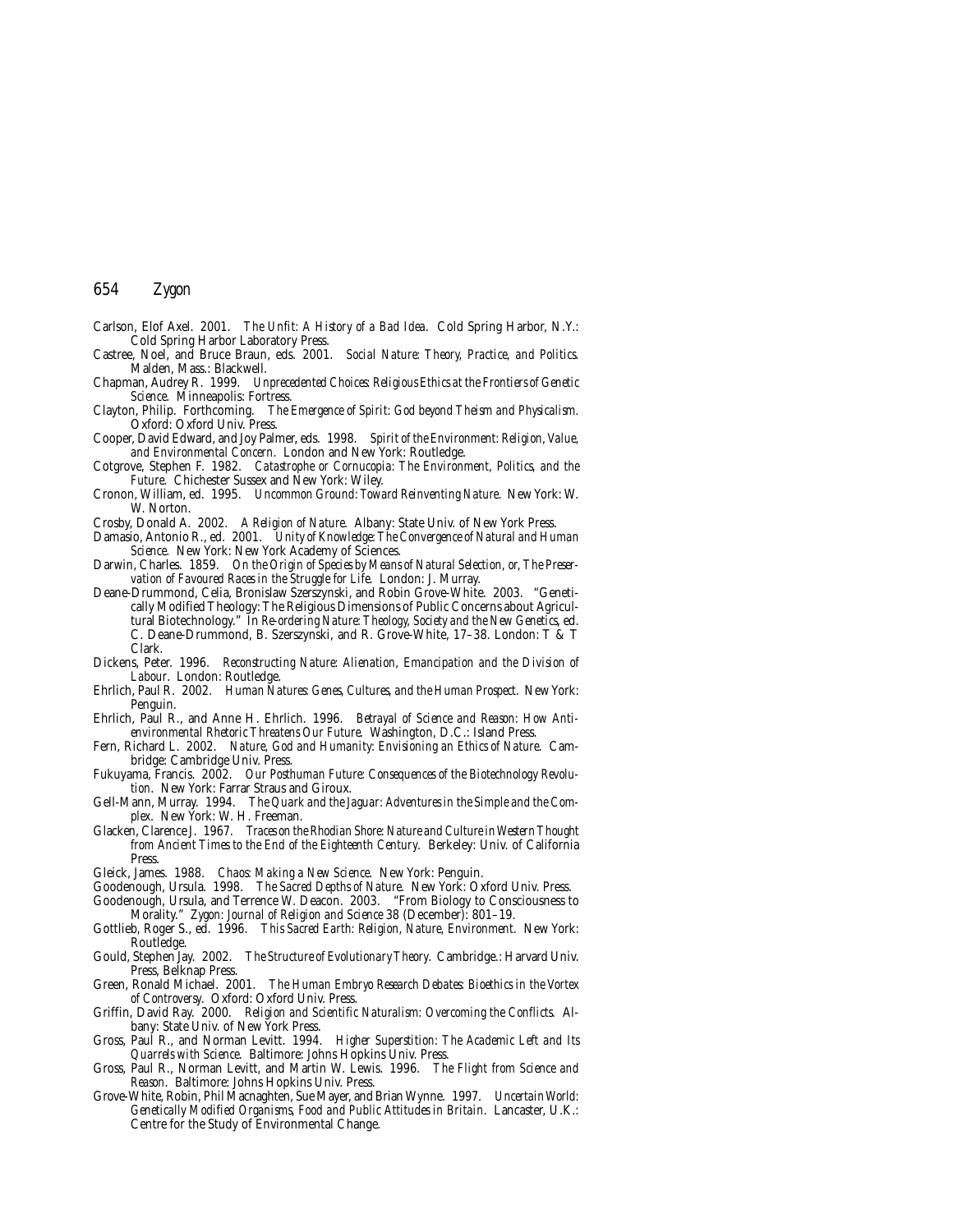Carlson, Elof Axel. 2001. *The Unfit: A History of a Bad Idea*. Cold Spring Harbor, N.Y.: Cold Spring Harbor Laboratory Press.

Castree, Noel, and Bruce Braun, eds. 2001. *Social Nature: Theory, Practice, and Politics.* Malden, Mass.: Blackwell.

Chapman, Audrey R. 1999. *Unprecedented Choices: Religious Ethics at the Frontiers of Genetic Science.* Minneapolis: Fortress.

Clayton, Philip. Forthcoming. *The Emergence of Spirit: God beyond Theism and Physicalism.* Oxford: Oxford Univ. Press.

Cooper, David Edward, and Joy Palmer, eds. 1998. *Spirit of the Environment: Religion, Value, and Environmental Concern*. London and New York: Routledge.

Cotgrove, Stephen F. 1982. *Catastrophe or Cornucopia: The Environment, Politics, and the Future.* Chichester Sussex and New York: Wiley.

Cronon, William, ed. 1995. *Uncommon Ground: Toward Reinventing Nature.* New York: W. W. Norton.

Crosby, Donald A. 2002. *A Religion of Nature.* Albany: State Univ. of New York Press.

Damasio, Antonio R., ed. 2001. *Unity of Knowledge: The Convergence of Natural and Human Science.* New York: New York Academy of Sciences.

Darwin, Charles. 1859. *On the Origin of Species by Means of Natural Selection, or, The Preservation of Favoured Races in the Struggle for Life.* London: J. Murray.

Deane-Drummond, Celia, Bronislaw Szerszynski, and Robin Grove-White. 2003. "Genetically Modified Theology: The Religious Dimensions of Public Concerns about Agricultural Biotechnology." In *Re-ordering Nature: Theology, Society and the New Genetics*, ed. C. Deane-Drummond, B. Szerszynski, and R. Grove-White, 17–38. London: T & T Clark.

Dickens, Peter. 1996. *Reconstructing Nature: Alienation, Emancipation and the Division of Labour*. London: Routledge.

Ehrlich, Paul R. 2002. *Human Natures: Genes, Cultures, and the Human Prospect.* New York: Penguin.

Ehrlich, Paul R., and Anne H. Ehrlich. 1996. *Betrayal of Science and Reason: How Anti-environmental Rhetoric Threatens Our Future.* Washington, D.C.: Island Press.

Fern, Richard L. 2002. *Nature, God and Humanity: Envisioning an Ethics of Nature.* Cambridge: Cambridge Univ. Press.

Fukuyama, Francis. 2002. *Our Posthuman Future: Consequences of the Biotechnology Revolution*. New York: Farrar Straus and Giroux.

Gell-Mann, Murray. 1994. *The Quark and the Jaguar: Adventures in the Simple and the Complex.* New York: W. H. Freeman.

Glacken, Clarence J. 1967. *Traces on the Rhodian Shore: Nature and Culture in Western Thought from Ancient Times to the End of the Eighteenth Century.* Berkeley: Univ. of California Press.

Gleick, James. 1988. *Chaos: Making a New Science.* New York: Penguin.

Goodenough, Ursula. 1998. *The Sacred Depths of Nature.* New York: Oxford Univ. Press.

Goodenough, Ursula, and Terrence W. Deacon. 2003. "From Biology to Consciousness to Morality." *Zygon: Journal of Religion and Science* 38 (December): 801–19.

Gottlieb, Roger S., ed. 1996. *This Sacred Earth: Religion, Nature, Environment*. New York: Routledge.

Gould, Stephen Jay. 2002. *The Structure of Evolutionary Theory*. Cambridge.: Harvard Univ. Press, Belknap Press.

Green, Ronald Michael. 2001. *The Human Embryo Research Debates: Bioethics in the Vortex of Controversy*. Oxford: Oxford Univ. Press.

Griffin, David Ray. 2000. *Religion and Scientific Naturalism: Overcoming the Conflicts.* Albany: State Univ. of New York Press.

Gross, Paul R., and Norman Levitt. 1994. *Higher Superstition: The Academic Left and Its Quarrels with Science.* Baltimore: Johns Hopkins Univ. Press.

Gross, Paul R., Norman Levitt, and Martin W. Lewis. 1996. *The Flight from Science and Reason*. Baltimore: Johns Hopkins Univ. Press.

Grove-White, Robin, Phil Macnaghten, Sue Mayer, and Brian Wynne. 1997. *Uncertain World: Genetically Modified Organisms, Food and Public Attitudes in Britain*. Lancaster, U.K.: Centre for the Study of Environmental Change.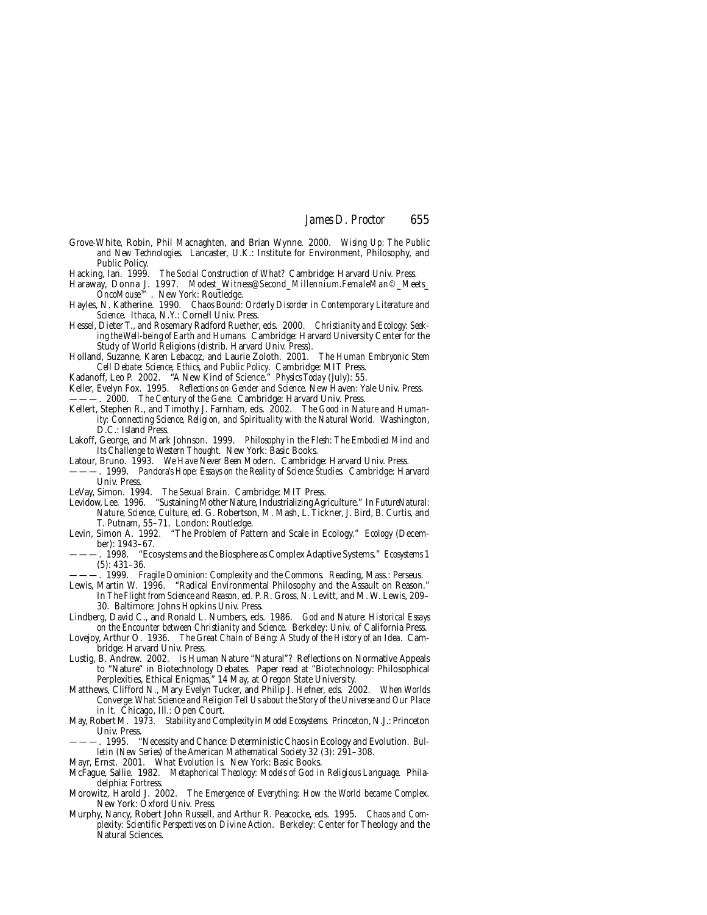Grove-White, Robin, Phil Macnaghten, and Brian Wynne. 2000. *Wising Up: The Public and New Technologies.* Lancaster, U.K.: Institute for Environment, Philosophy, and Public Policy.

Hacking, Ian. 1999. *The Social Construction of What?* Cambridge: Harvard Univ. Press.

Haraway, Donna J. 1997. *Modest_Witness@Second_Millennium.FemaleMan©_Meets_OncoMouse™.* New York: Routledge.

Hayles, N. Katherine. 1990. *Chaos Bound: Orderly Disorder in Contemporary Literature and Science.* Ithaca, N.Y.: Cornell Univ. Press.

Hessel, Dieter T., and Rosemary Radford Ruether, eds. 2000. *Christianity and Ecology: Seeking the Well-being of Earth and Humans.* Cambridge: Harvard University Center for the Study of World Religions (distrib. Harvard Univ. Press).

Holland, Suzanne, Karen Lebacqz, and Laurie Zoloth. 2001. *The Human Embryonic Stem Cell Debate: Science, Ethics, and Public Policy.* Cambridge: MIT Press.

Kadanoff, Leo P. 2002. "A New Kind of Science." *Physics Today* (July): 55.

Keller, Evelyn Fox. 1995. *Reflections on Gender and Science.* New Haven: Yale Univ. Press.

———. 2000. *The Century of the Gene.* Cambridge: Harvard Univ. Press.

Kellert, Stephen R., and Timothy J. Farnham, eds. 2002. *The Good in Nature and Humanity: Connecting Science, Religion, and Spirituality with the Natural World.* Washington, D.C.: Island Press.

Lakoff, George, and Mark Johnson. 1999. *Philosophy in the Flesh: The Embodied Mind and Its Challenge to Western Thought.* New York: Basic Books.

Latour, Bruno. 1993. *We Have Never Been Modern.* Cambridge: Harvard Univ. Press.

———. 1999. *Pandora's Hope: Essays on the Reality of Science Studies.* Cambridge: Harvard Univ. Press.

LeVay, Simon. 1994. *The Sexual Brain.* Cambridge: MIT Press.

Levidow, Lee. 1996. "Sustaining Mother Nature, Industrializing Agriculture." In *FutureNatural: Nature, Science, Culture,* ed. G. Robertson, M. Mash, L. Tickner, J. Bird, B. Curtis, and T. Putnam, 55–71. London: Routledge.

Levin, Simon A. 1992. "The Problem of Pattern and Scale in Ecology." *Ecology* (December): 1943–67.

———. 1998. "Ecosystems and the Biosphere as Complex Adaptive Systems." *Ecosystems* 1 (5): 431–36.

———. 1999. *Fragile Dominion: Complexity and the Commons.* Reading, Mass.: Perseus.

Lewis, Martin W. 1996. "Radical Environmental Philosophy and the Assault on Reason." In *The Flight from Science and Reason,* ed. P. R. Gross, N. Levitt, and M. W. Lewis, 209–30. Baltimore: Johns Hopkins Univ. Press.

Lindberg, David C., and Ronald L. Numbers, eds. 1986. *God and Nature: Historical Essays on the Encounter between Christianity and Science.* Berkeley: Univ. of California Press.

Lovejoy, Arthur O. 1936. *The Great Chain of Being: A Study of the History of an Idea.* Cambridge: Harvard Univ. Press.

Lustig, B. Andrew. 2002. Is Human Nature "Natural"? Reflections on Normative Appeals to "Nature" in Biotechnology Debates. Paper read at "Biotechnology: Philosophical Perplexities, Ethical Enigmas," 14 May, at Oregon State University.

Matthews, Clifford N., Mary Evelyn Tucker, and Philip J. Hefner, eds. 2002. *When Worlds Converge: What Science and Religion Tell Us about the Story of the Universe and Our Place in It.* Chicago, Ill.: Open Court.

May, Robert M. 1973. *Stability and Complexity in Model Ecosystems.* Princeton, N.J.: Princeton Univ. Press.

———. 1995. "Necessity and Chance: Deterministic Chaos in Ecology and Evolution." *Bulletin (New Series) of the American Mathematical Society* 32 (3): 291–308.

Mayr, Ernst. 2001. *What Evolution Is.* New York: Basic Books.

McFague, Sallie. 1982. *Metaphorical Theology: Models of God in Religious Language.* Philadelphia: Fortress.

Morowitz, Harold J. 2002. *The Emergence of Everything: How the World became Complex.* New York: Oxford Univ. Press.

Murphy, Nancy, Robert John Russell, and Arthur R. Peacocke, eds. 1995. *Chaos and Complexity: Scientific Perspectives on Divine Action.* Berkeley: Center for Theology and the Natural Sciences.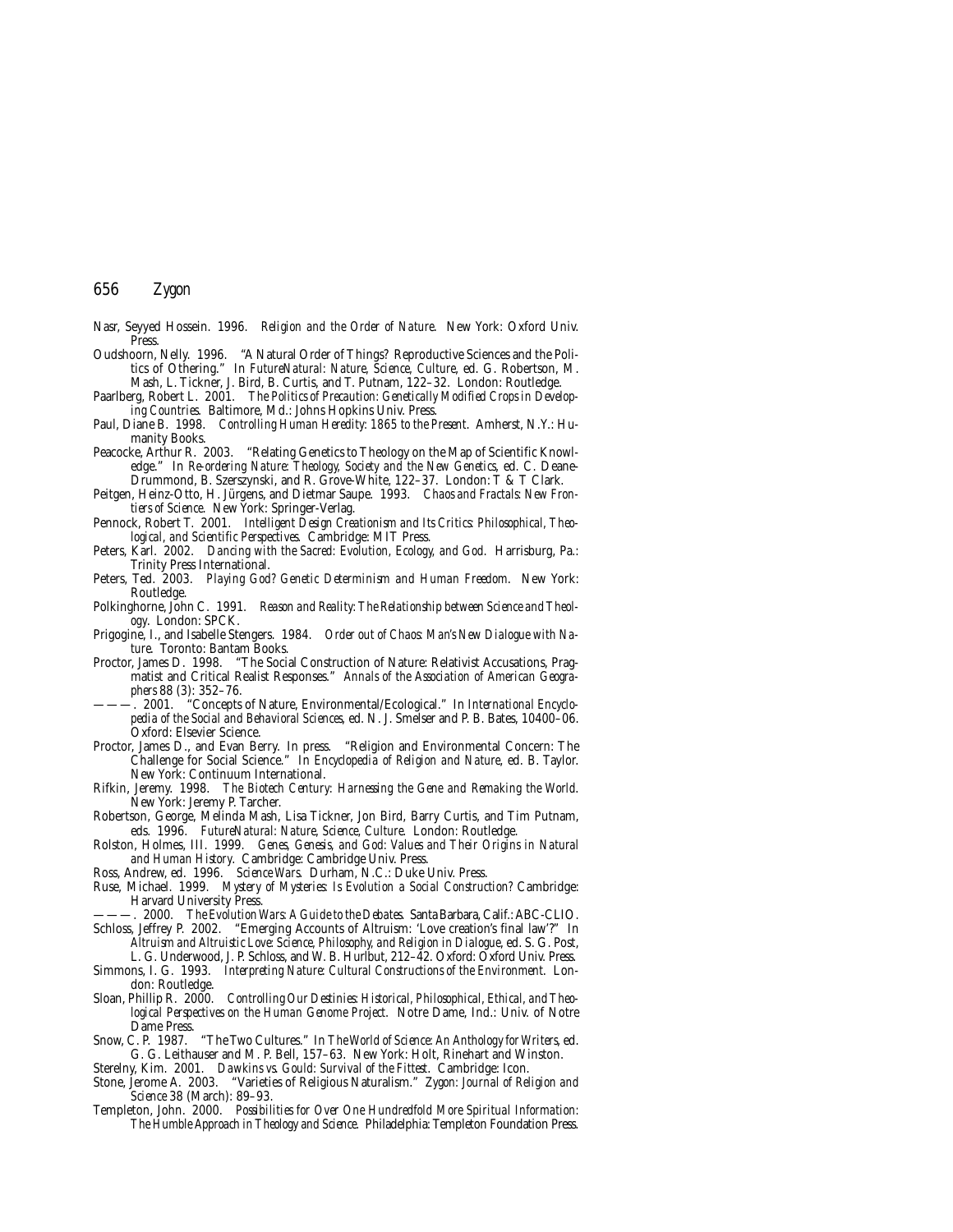Nasr, Seyyed Hossein. 1996. *Religion and the Order of Nature*. New York: Oxford Univ. Press.

Oudshoorn, Nelly. 1996. "A Natural Order of Things? Reproductive Sciences and the Politics of Othering." In *FutureNatural: Nature, Science, Culture*, ed. G. Robertson, M. Mash, L. Tickner, J. Bird, B. Curtis, and T. Putnam, 122–32. London: Routledge.

Paarlberg, Robert L. 2001. *The Politics of Precaution: Genetically Modified Crops in Developing Countries*. Baltimore, Md.: Johns Hopkins Univ. Press.

Paul, Diane B. 1998. *Controlling Human Heredity: 1865 to the Present*. Amherst, N.Y.: Humanity Books.

Peacocke, Arthur R. 2003. "Relating Genetics to Theology on the Map of Scientific Knowledge." In *Re-ordering Nature: Theology, Society and the New Genetics*, ed. C. Deane-Drummond, B. Szerszynski, and R. Grove-White, 122–37. London: T & T Clark.

Peitgen, Heinz-Otto, H. Jürgens, and Dietmar Saupe. 1993. *Chaos and Fractals: New Frontiers of Science*. New York: Springer-Verlag.

Pennock, Robert T. 2001. *Intelligent Design Creationism and Its Critics: Philosophical, Theological, and Scientific Perspectives*. Cambridge: MIT Press.

Peters, Karl. 2002. *Dancing with the Sacred: Evolution, Ecology, and God*. Harrisburg, Pa.: Trinity Press International.

Peters, Ted. 2003. *Playing God? Genetic Determinism and Human Freedom*. New York: Routledge.

Polkinghorne, John C. 1991. *Reason and Reality: The Relationship between Science and Theology*. London: SPCK.

Prigogine, I., and Isabelle Stengers. 1984. *Order out of Chaos: Man's New Dialogue with Nature*. Toronto: Bantam Books.

Proctor, James D. 1998. "The Social Construction of Nature: Relativist Accusations, Pragmatist and Critical Realist Responses." *Annals of the Association of American Geographers* 88 (3): 352–76.

———. 2001. "Concepts of Nature, Environmental/Ecological." In *International Encyclopedia of the Social and Behavioral Sciences*, ed. N. J. Smelser and P. B. Bates, 10400–06. Oxford: Elsevier Science.

Proctor, James D., and Evan Berry. In press. "Religion and Environmental Concern: The Challenge for Social Science." In *Encyclopedia of Religion and Nature*, ed. B. Taylor. New York: Continuum International.

Rifkin, Jeremy. 1998. *The Biotech Century: Harnessing the Gene and Remaking the World*. New York: Jeremy P. Tarcher.

Robertson, George, Melinda Mash, Lisa Tickner, Jon Bird, Barry Curtis, and Tim Putnam, eds. 1996. *FutureNatural: Nature, Science, Culture*. London: Routledge.

Rolston, Holmes, III. 1999. *Genes, Genesis, and God: Values and Their Origins in Natural and Human History*. Cambridge: Cambridge Univ. Press.

Ross, Andrew, ed. 1996. *Science Wars*. Durham, N.C.: Duke Univ. Press.

Ruse, Michael. 1999. *Mystery of Mysteries: Is Evolution a Social Construction?* Cambridge: Harvard University Press.

———. 2000. *The Evolution Wars: A Guide to the Debates*. Santa Barbara, Calif.: ABC-CLIO.

Schloss, Jeffrey P. 2002. "Emerging Accounts of Altruism: 'Love creation's final law'?" In *Altruism and Altruistic Love: Science, Philosophy, and Religion in Dialogue*, ed. S. G. Post, L. G. Underwood, J. P. Schloss, and W. B. Hurlbut, 212–42. Oxford: Oxford Univ. Press.

Simmons, I. G. 1993. *Interpreting Nature: Cultural Constructions of the Environment*. London: Routledge.

Sloan, Phillip R. 2000. *Controlling Our Destinies: Historical, Philosophical, Ethical, and Theological Perspectives on the Human Genome Project*. Notre Dame, Ind.: Univ. of Notre Dame Press.

Snow, C. P. 1987. "The Two Cultures." In *The World of Science: An Anthology for Writers*, ed. G. G. Leithauser and M. P. Bell, 157–63. New York: Holt, Rinehart and Winston.

Sterelny, Kim. 2001. *Dawkins vs. Gould: Survival of the Fittest*. Cambridge: Icon.

Stone, Jerome A. 2003. "Varieties of Religious Naturalism." *Zygon: Journal of Religion and Science* 38 (March): 89–93.

Templeton, John. 2000. *Possibilities for Over One Hundredfold More Spiritual Information: The Humble Approach in Theology and Science*. Philadelphia: Templeton Foundation Press.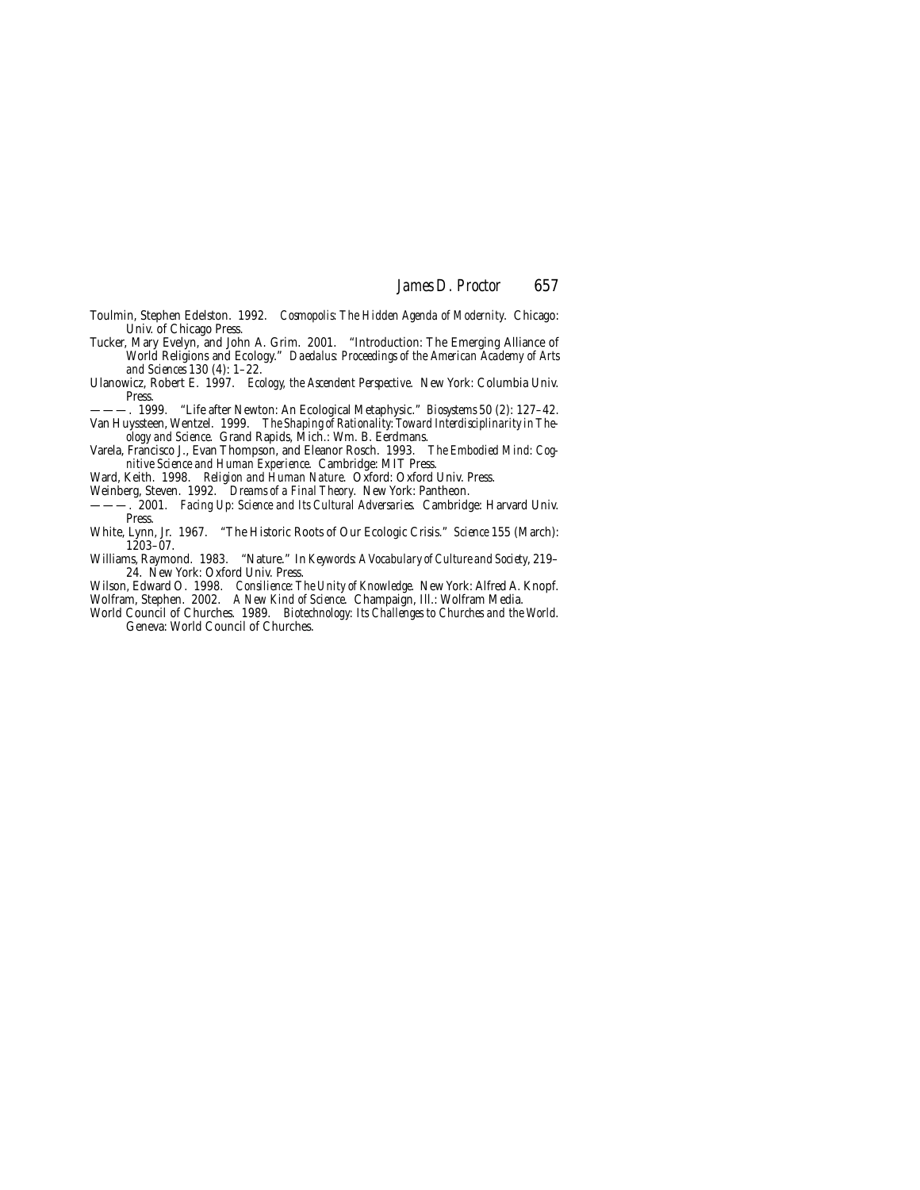Toulmin, Stephen Edelston. 1992. *Cosmopolis: The Hidden Agenda of Modernity*. Chicago: Univ. of Chicago Press.

Tucker, Mary Evelyn, and John A. Grim. 2001. "Introduction: The Emerging Alliance of World Religions and Ecology." *Daedalus: Proceedings of the American Academy of Arts and Sciences* 130 (4): 1–22.

Ulanowicz, Robert E. 1997. *Ecology, the Ascendent Perspective*. New York: Columbia Univ. Press.

———. 1999. "Life after Newton: An Ecological Metaphysic." *Biosystems* 50 (2): 127–42.

Van Huyssteen, Wentzel. 1999. *The Shaping of Rationality: Toward Interdisciplinarity in Theology and Science*. Grand Rapids, Mich.: Wm. B. Eerdmans.

Varela, Francisco J., Evan Thompson, and Eleanor Rosch. 1993. *The Embodied Mind: Cognitive Science and Human Experience*. Cambridge: MIT Press.

Ward, Keith. 1998. *Religion and Human Nature*. Oxford: Oxford Univ. Press.

Weinberg, Steven. 1992. *Dreams of a Final Theory*. New York: Pantheon.

———. 2001. *Facing Up: Science and Its Cultural Adversaries*. Cambridge: Harvard Univ. Press.

White, Lynn, Jr. 1967. "The Historic Roots of Our Ecologic Crisis." *Science* 155 (March): 1203–07.

Williams, Raymond. 1983. "Nature." In *Keywords: A Vocabulary of Culture and Society*, 219–24. New York: Oxford Univ. Press.

Wilson, Edward O. 1998. *Consilience: The Unity of Knowledge*. New York: Alfred A. Knopf.

Wolfram, Stephen. 2002. *A New Kind of Science*. Champaign, Ill.: Wolfram Media.

World Council of Churches. 1989. *Biotechnology: Its Challenges to Churches and the World*. Geneva: World Council of Churches.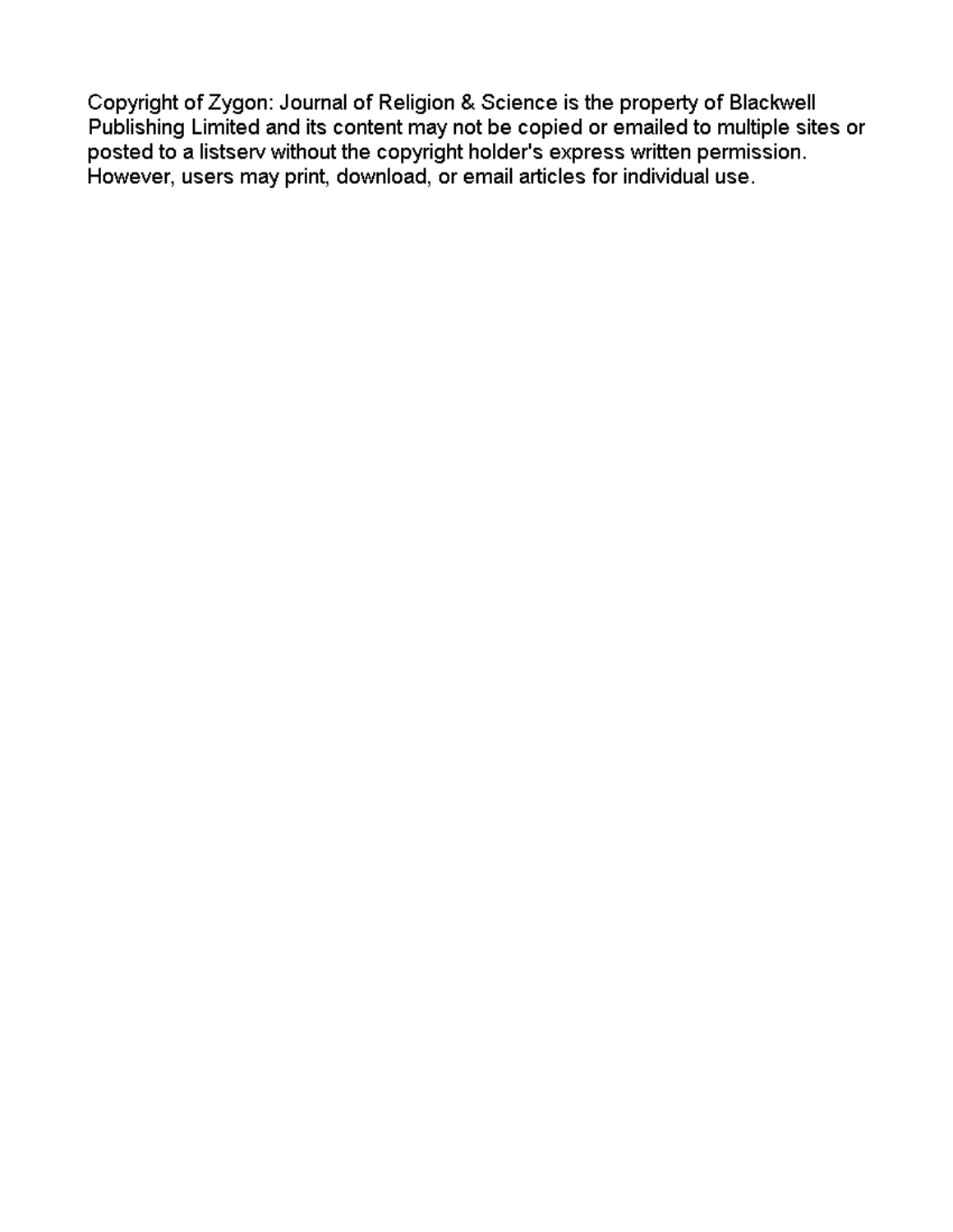Copyright of Zygon: Journal of Religion & Science is the property of Blackwell Publishing Limited and its content may not be copied or emailed to multiple sites or posted to a listserv without the copyright holder's express written permission. However, users may print, download, or email articles for individual use.